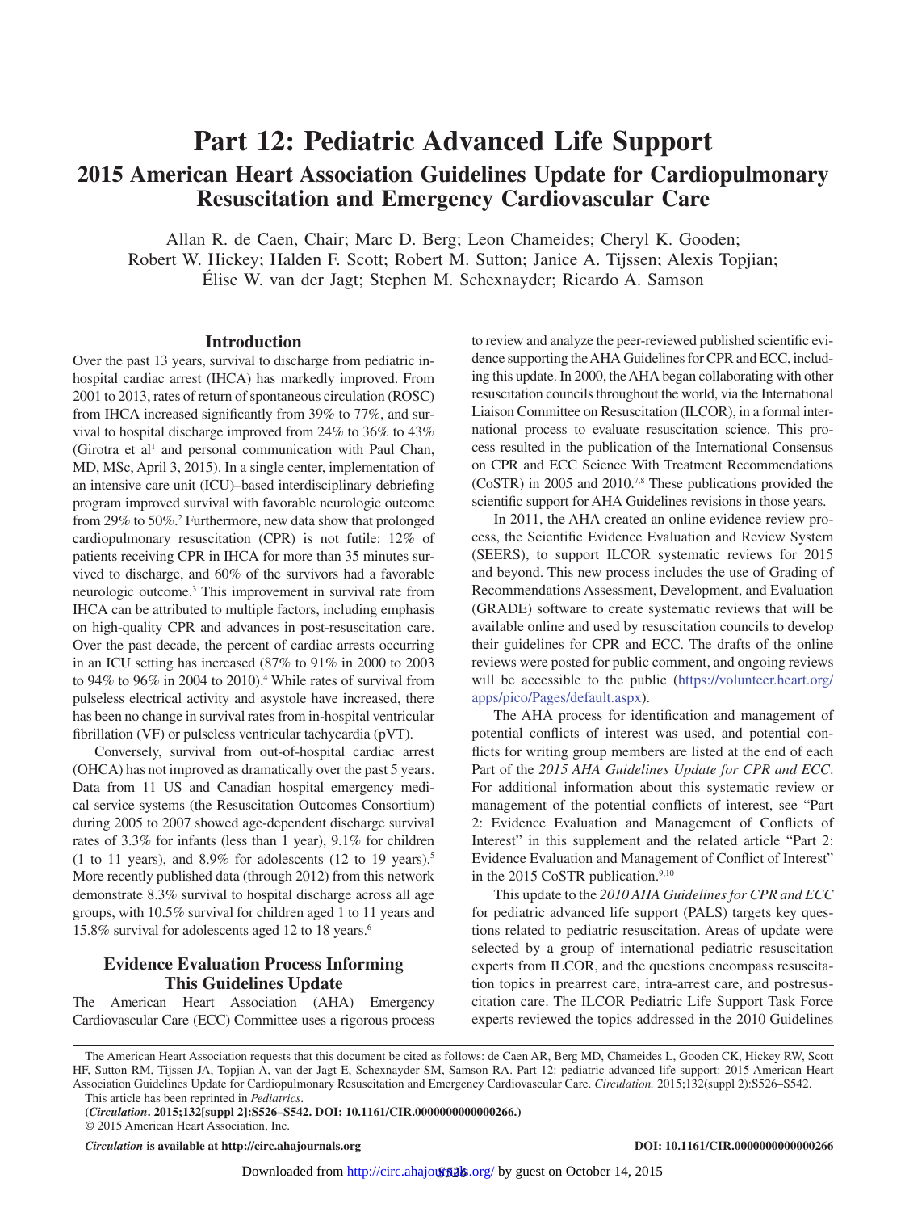# Part 12: Pediatric Advanced Life Support

## 2015 American Heart Association Guidelines Update for Cardiopulmonary Resuscitation and Emergency Cardiovascular Care

Allan R. de Caen, Chair; Marc D. Berg; Leon Chameides; Cheryl K. Gooden; Robert W. Hickey; Halden F. Scott; Robert M. Sutton; Janice A. Tijssen; Alexis Topjian; Élise W. van der Jagt; Stephen M. Schexnayder; Ricardo A. Samson

### Introduction

Over the past 13 years, survival to discharge from pediatric in-hospital cardiac arrest (IHCA) has markedly improved. From 2001 to 2013, rates of return of spontaneous circulation (ROSC) from IHCA increased significantly from 39% to 77%, and survival to hospital discharge improved from 24% to 36% to 43% (Girotra et al[1] and personal communication with Paul Chan, MD, MSc, April 3, 2015). In a single center, implementation of an intensive care unit (ICU)–based interdisciplinary debriefing program improved survival with favorable neurologic outcome from 29% to 50%.[2] Furthermore, new data show that prolonged cardiopulmonary resuscitation (CPR) is not futile: 12% of patients receiving CPR in IHCA for more than 35 minutes survived to discharge, and 60% of the survivors had a favorable neurologic outcome.[3] This improvement in survival rate from IHCA can be attributed to multiple factors, including emphasis on high-quality CPR and advances in post-resuscitation care. Over the past decade, the percent of cardiac arrests occurring in an ICU setting has increased (87% to 91% in 2000 to 2003 to 94% to 96% in 2004 to 2010).[4] While rates of survival from pulseless electrical activity and asystole have increased, there has been no change in survival rates from in-hospital ventricular fibrillation (VF) or pulseless ventricular tachycardia (pVT).

Conversely, survival from out-of-hospital cardiac arrest (OHCA) has not improved as dramatically over the past 5 years. Data from 11 US and Canadian hospital emergency medical service systems (the Resuscitation Outcomes Consortium) during 2005 to 2007 showed age-dependent discharge survival rates of 3.3% for infants (less than 1 year), 9.1% for children (1 to 11 years), and 8.9% for adolescents (12 to 19 years).[5] More recently published data (through 2012) from this network demonstrate 8.3% survival to hospital discharge across all age groups, with 10.5% survival for children aged 1 to 11 years and 15.8% survival for adolescents aged 12 to 18 years.[6]

### Evidence Evaluation Process Informing This Guidelines Update

The American Heart Association (AHA) Emergency Cardiovascular Care (ECC) Committee uses a rigorous process to review and analyze the peer-reviewed published scientific evidence supporting the AHA Guidelines for CPR and ECC, including this update. In 2000, the AHA began collaborating with other resuscitation councils throughout the world, via the International Liaison Committee on Resuscitation (ILCOR), in a formal international process to evaluate resuscitation science. This process resulted in the publication of the International Consensus on CPR and ECC Science With Treatment Recommendations (CoSTR) in 2005 and 2010.[7,8] These publications provided the scientific support for AHA Guidelines revisions in those years.

In 2011, the AHA created an online evidence review process, the Scientific Evidence Evaluation and Review System (SEERS), to support ILCOR systematic reviews for 2015 and beyond. This new process includes the use of Grading of Recommendations Assessment, Development, and Evaluation (GRADE) software to create systematic reviews that will be available online and used by resuscitation councils to develop their guidelines for CPR and ECC. The drafts of the online reviews were posted for public comment, and ongoing reviews will be accessible to the public (https://volunteer.heart.org/apps/pico/Pages/default.aspx).

The AHA process for identification and management of potential conflicts of interest was used, and potential conflicts for writing group members are listed at the end of each Part of the *2015 AHA Guidelines Update for CPR and ECC*. For additional information about this systematic review or management of the potential conflicts of interest, see "Part 2: Evidence Evaluation and Management of Conflicts of Interest" in this supplement and the related article "Part 2: Evidence Evaluation and Management of Conflict of Interest" in the 2015 CoSTR publication.[9,10]

This update to the *2010 AHA Guidelines for CPR and ECC* for pediatric advanced life support (PALS) targets key questions related to pediatric resuscitation. Areas of update were selected by a group of international pediatric resuscitation experts from ILCOR, and the questions encompass resuscitation topics in prearrest care, intra-arrest care, and postresuscitation care. The ILCOR Pediatric Life Support Task Force experts reviewed the topics addressed in the 2010 Guidelines

---

The American Heart Association requests that this document be cited as follows: de Caen AR, Berg MD, Chameides L, Gooden CK, Hickey RW, Scott HF, Sutton RM, Tijssen JA, Topjian A, van der Jagt E, Schexnayder SM, Samson RA. Part 12: pediatric advanced life support: 2015 American Heart Association Guidelines Update for Cardiopulmonary Resuscitation and Emergency Cardiovascular Care. *Circulation.* 2015;132(suppl 2):S526–S542.

This article has been reprinted in *Pediatrics*.

**(*Circulation*. 2015;132[suppl 2]:S526–S542. DOI: 10.1161/CIR.0000000000000266.)**

© 2015 American Heart Association, Inc.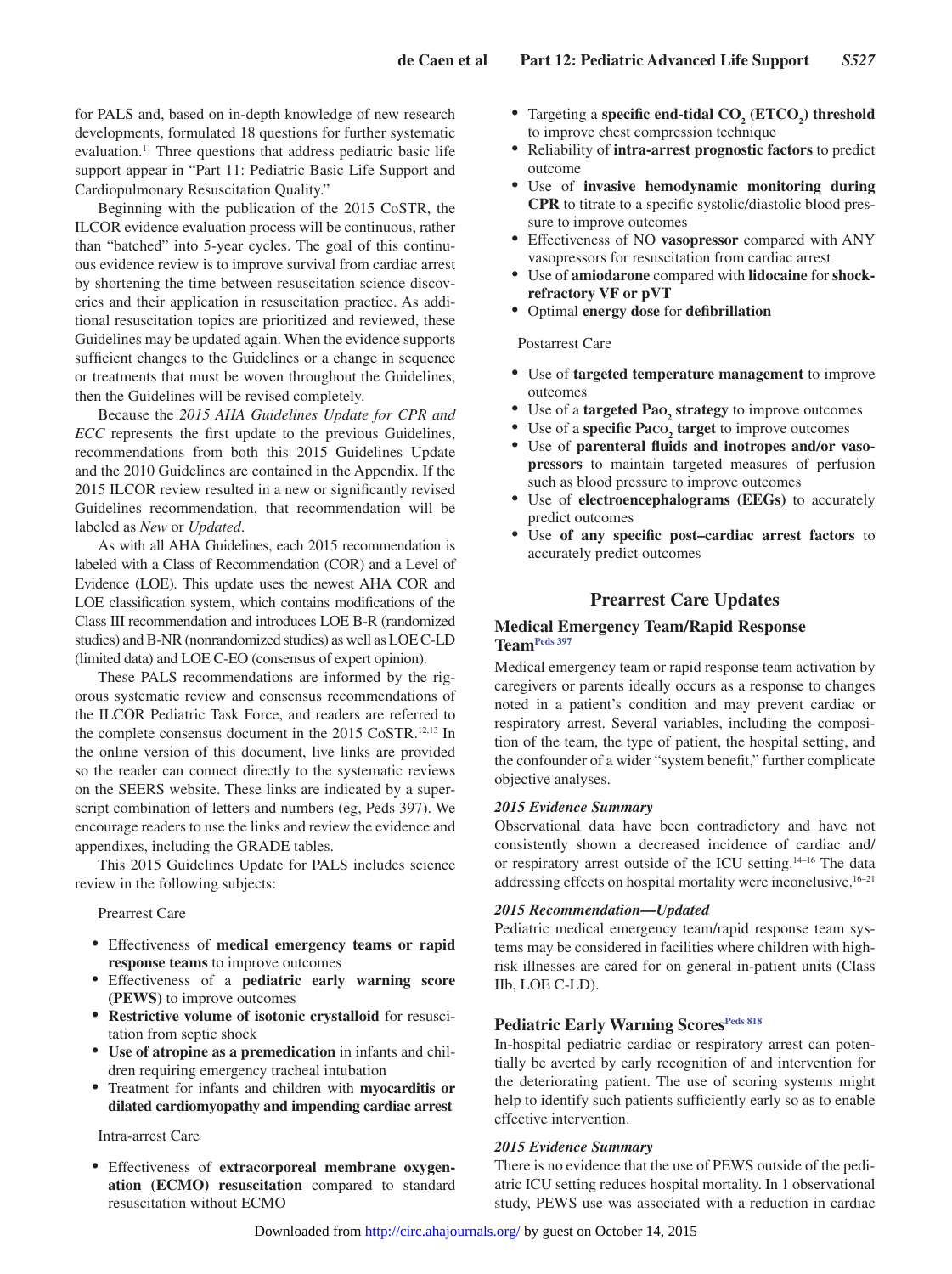for PALS and, based on in-depth knowledge of new research developments, formulated 18 questions for further systematic evaluation.[11] Three questions that address pediatric basic life support appear in "Part 11: Pediatric Basic Life Support and Cardiopulmonary Resuscitation Quality."

Beginning with the publication of the 2015 CoSTR, the ILCOR evidence evaluation process will be continuous, rather than "batched" into 5-year cycles. The goal of this continuous evidence review is to improve survival from cardiac arrest by shortening the time between resuscitation science discoveries and their application in resuscitation practice. As additional resuscitation topics are prioritized and reviewed, these Guidelines may be updated again. When the evidence supports sufficient changes to the Guidelines or a change in sequence or treatments that must be woven throughout the Guidelines, then the Guidelines will be revised completely.

Because the *2015 AHA Guidelines Update for CPR and ECC* represents the first update to the previous Guidelines, recommendations from both this 2015 Guidelines Update and the 2010 Guidelines are contained in the Appendix. If the 2015 ILCOR review resulted in a new or significantly revised Guidelines recommendation, that recommendation will be labeled as *New* or *Updated*.

As with all AHA Guidelines, each 2015 recommendation is labeled with a Class of Recommendation (COR) and a Level of Evidence (LOE). This update uses the newest AHA COR and LOE classification system, which contains modifications of the Class III recommendation and introduces LOE B-R (randomized studies) and B-NR (nonrandomized studies) as well as LOE C-LD (limited data) and LOE C-EO (consensus of expert opinion).

These PALS recommendations are informed by the rigorous systematic review and consensus recommendations of the ILCOR Pediatric Task Force, and readers are referred to the complete consensus document in the 2015 CoSTR.[12,13] In the online version of this document, live links are provided so the reader can connect directly to the systematic reviews on the SEERS website. These links are indicated by a superscript combination of letters and numbers (eg, Peds 397). We encourage readers to use the links and review the evidence and appendixes, including the GRADE tables.

This 2015 Guidelines Update for PALS includes science review in the following subjects:

Prearrest Care

- Effectiveness of **medical emergency teams or rapid response teams** to improve outcomes
- Effectiveness of a **pediatric early warning score (PEWS)** to improve outcomes
- **Restrictive volume of isotonic crystalloid** for resuscitation from septic shock
- **Use of atropine as a premedication** in infants and children requiring emergency tracheal intubation
- Treatment for infants and children with **myocarditis or dilated cardiomyopathy and impending cardiac arrest**

Intra-arrest Care

- Effectiveness of **extracorporeal membrane oxygenation (ECMO) resuscitation** compared to standard resuscitation without ECMO
- Targeting a **specific end-tidal $CO_2$ ($ETCO_2$) threshold** to improve chest compression technique
- Reliability of **intra-arrest prognostic factors** to predict outcome
- Use of **invasive hemodynamic monitoring during CPR** to titrate to a specific systolic/diastolic blood pressure to improve outcomes
- Effectiveness of NO **vasopressor** compared with ANY vasopressors for resuscitation from cardiac arrest
- Use of **amiodarone** compared with **lidocaine** for **shock-refractory VF or pVT**
- Optimal **energy dose** for **defibrillation**

Postarrest Care

- Use of **targeted temperature management** to improve outcomes
- Use of a **targeted $Pa_{O_2}$ strategy** to improve outcomes
- Use of a **specific $Pa_{CO_2}$ target** to improve outcomes
- Use of **parenteral fluids and inotropes and/or vasopressors** to maintain targeted measures of perfusion such as blood pressure to improve outcomes
- Use of **electroencephalograms (EEGs)** to accurately predict outcomes
- Use **of any specific post–cardiac arrest factors** to accurately predict outcomes

## Prearrest Care Updates

### Medical Emergency Team/Rapid Response Team[Peds 397]

Medical emergency team or rapid response team activation by caregivers or parents ideally occurs as a response to changes noted in a patient's condition and may prevent cardiac or respiratory arrest. Several variables, including the composition of the team, the type of patient, the hospital setting, and the confounder of a wider "system benefit," further complicate objective analyses.

#### *2015 Evidence Summary*

Observational data have been contradictory and have not consistently shown a decreased incidence of cardiac and/or respiratory arrest outside of the ICU setting.[14–16] The data addressing effects on hospital mortality were inconclusive.[16–21]

#### *2015 Recommendation—Updated*

Pediatric medical emergency team/rapid response team systems may be considered in facilities where children with high-risk illnesses are cared for on general in-patient units (Class IIb, LOE C-LD).

### Pediatric Early Warning Scores[Peds 818]

In-hospital pediatric cardiac or respiratory arrest can potentially be averted by early recognition of and intervention for the deteriorating patient. The use of scoring systems might help to identify such patients sufficiently early so as to enable effective intervention.

#### *2015 Evidence Summary*

There is no evidence that the use of PEWS outside of the pediatric ICU setting reduces hospital mortality. In 1 observational study, PEWS use was associated with a reduction in cardiac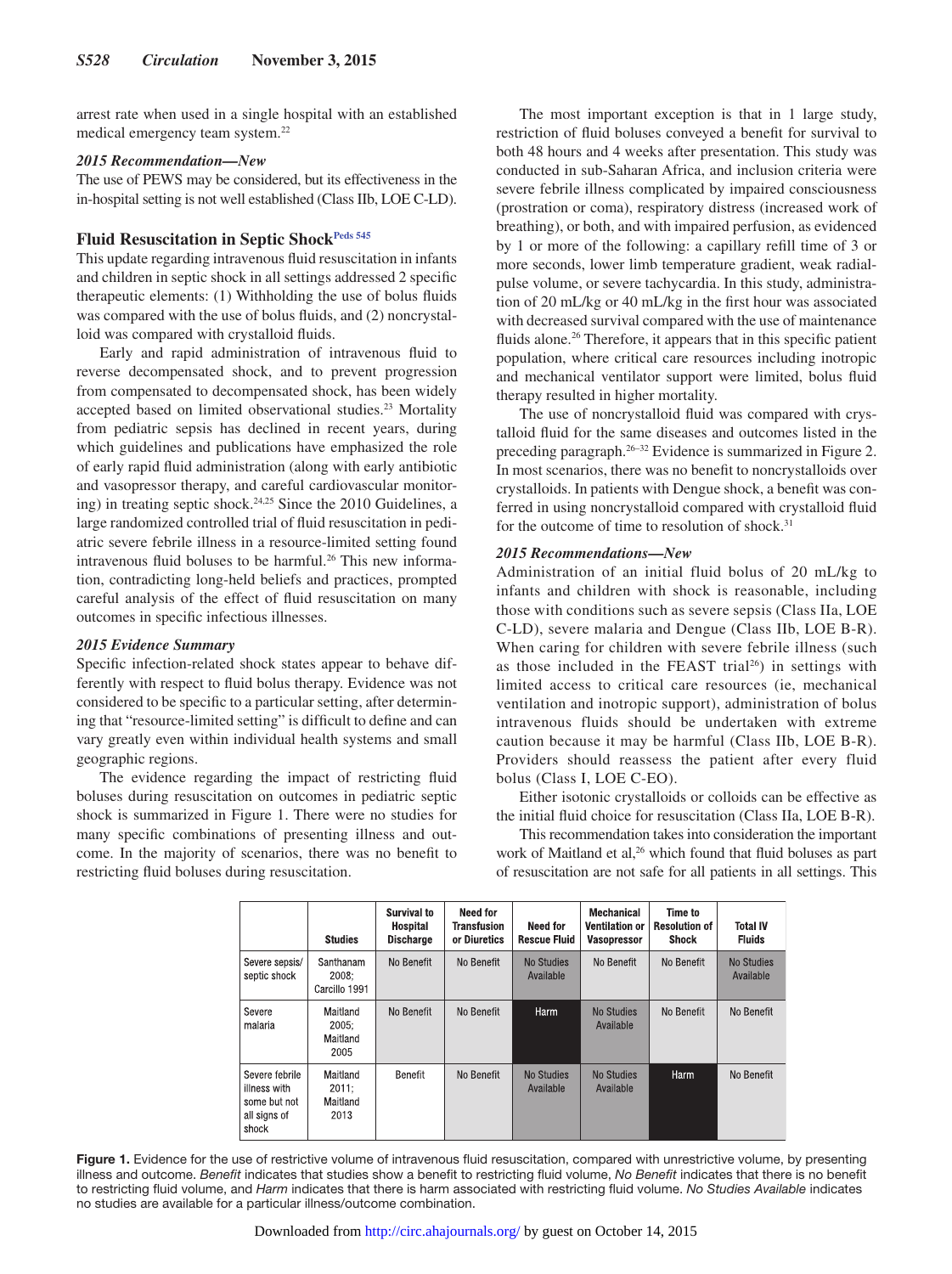arrest rate when used in a single hospital with an established medical emergency team system.[22]

### 2015 Recommendation—New

The use of PEWS may be considered, but its effectiveness in the in-hospital setting is not well established (Class IIb, LOE C-LD).

## Fluid Resuscitation in Septic Shock[Peds 545]

This update regarding intravenous fluid resuscitation in infants and children in septic shock in all settings addressed 2 specific therapeutic elements: (1) Withholding the use of bolus fluids was compared with the use of bolus fluids, and (2) noncrystalloid was compared with crystalloid fluids.

Early and rapid administration of intravenous fluid to reverse decompensated shock, and to prevent progression from compensated to decompensated shock, has been widely accepted based on limited observational studies.[23] Mortality from pediatric sepsis has declined in recent years, during which guidelines and publications have emphasized the role of early rapid fluid administration (along with early antibiotic and vasopressor therapy, and careful cardiovascular monitoring) in treating septic shock.[24,25] Since the 2010 Guidelines, a large randomized controlled trial of fluid resuscitation in pediatric severe febrile illness in a resource-limited setting found intravenous fluid boluses to be harmful.[26] This new information, contradicting long-held beliefs and practices, prompted careful analysis of the effect of fluid resuscitation on many outcomes in specific infectious illnesses.

### 2015 Evidence Summary

Specific infection-related shock states appear to behave differently with respect to fluid bolus therapy. Evidence was not considered to be specific to a particular setting, after determining that "resource-limited setting" is difficult to define and can vary greatly even within individual health systems and small geographic regions.

The evidence regarding the impact of restricting fluid boluses during resuscitation on outcomes in pediatric septic shock is summarized in Figure 1. There were no studies for many specific combinations of presenting illness and outcome. In the majority of scenarios, there was no benefit to restricting fluid boluses during resuscitation.

The most important exception is that in 1 large study, restriction of fluid boluses conveyed a benefit for survival to both 48 hours and 4 weeks after presentation. This study was conducted in sub-Saharan Africa, and inclusion criteria were severe febrile illness complicated by impaired consciousness (prostration or coma), respiratory distress (increased work of breathing), or both, and with impaired perfusion, as evidenced by 1 or more of the following: a capillary refill time of 3 or more seconds, lower limb temperature gradient, weak radial-pulse volume, or severe tachycardia. In this study, administration of 20 mL/kg or 40 mL/kg in the first hour was associated with decreased survival compared with the use of maintenance fluids alone.[26] Therefore, it appears that in this specific patient population, where critical care resources including inotropic and mechanical ventilator support were limited, bolus fluid therapy resulted in higher mortality.

The use of noncrystalloid fluid was compared with crystalloid fluid for the same diseases and outcomes listed in the preceding paragraph.[26–32] Evidence is summarized in Figure 2. In most scenarios, there was no benefit to noncrystalloids over crystalloids. In patients with Dengue shock, a benefit was conferred in using noncrystalloid compared with crystalloid fluid for the outcome of time to resolution of shock.[31]

### 2015 Recommendations—New

Administration of an initial fluid bolus of 20 mL/kg to infants and children with shock is reasonable, including those with conditions such as severe sepsis (Class IIa, LOE C-LD), severe malaria and Dengue (Class IIb, LOE B-R). When caring for children with severe febrile illness (such as those included in the FEAST trial[26]) in settings with limited access to critical care resources (ie, mechanical ventilation and inotropic support), administration of bolus intravenous fluids should be undertaken with extreme caution because it may be harmful (Class IIb, LOE B-R). Providers should reassess the patient after every fluid bolus (Class I, LOE C-EO).

Either isotonic crystalloids or colloids can be effective as the initial fluid choice for resuscitation (Class IIa, LOE B-R).

This recommendation takes into consideration the important work of Maitland et al,[26] which found that fluid boluses as part of resuscitation are not safe for all patients in all settings. This

| | Studies | Survival to Hospital Discharge | Need for Transfusion or Diuretics | Need for Rescue Fluid | Mechanical Ventilation or Vasopressor | Time to Resolution of Shock | Total IV Fluids |
|---|---|---|---|---|---|---|---|
| Severe sepsis/ septic shock | Santhanam 2008; Carcillo 1991 | No Benefit | No Benefit | No Studies Available | No Benefit | No Benefit | No Studies Available |
| Severe malaria | Maitland 2005; Maitland 2005 | No Benefit | No Benefit | Harm | No Studies Available | No Benefit | No Benefit |
| Severe febrile illness with some but not all signs of shock | Maitland 2011; Maitland 2013 | Benefit | No Benefit | No Studies Available | No Studies Available | Harm | No Benefit |

**Figure 1.** Evidence for the use of restrictive volume of intravenous fluid resuscitation, compared with unrestrictive volume, by presenting illness and outcome. *Benefit* indicates that studies show a benefit to restricting fluid volume, *No Benefit* indicates that there is no benefit to restricting fluid volume, and *Harm* indicates that there is harm associated with restricting fluid volume. *No Studies Available* indicates no studies are available for a particular illness/outcome combination.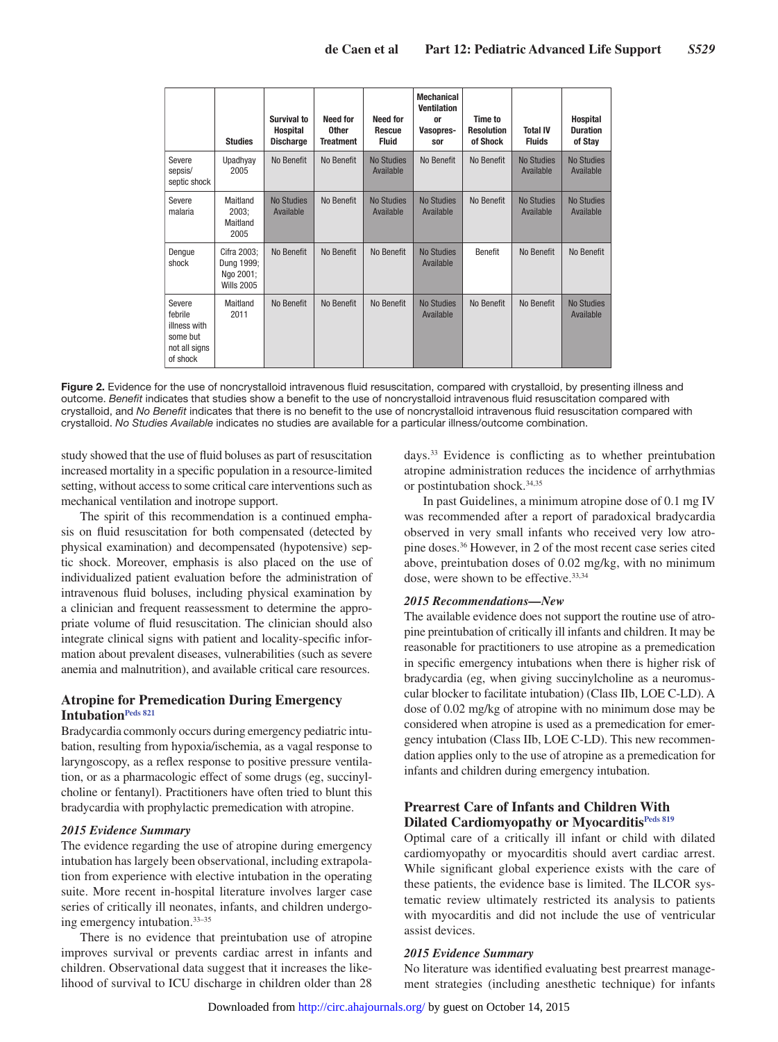| | Studies | Survival to Hospital Discharge | Need for Other Treatment | Need for Rescue Fluid | Mechanical Ventilation or Vasopressor | Time to Resolution of Shock | Total IV Fluids | Hospital Duration of Stay |
|---|---|---|---|---|---|---|---|---|
| Severe sepsis/ septic shock | Upadhyay 2005 | No Benefit | No Benefit | No Studies Available | No Benefit | No Benefit | No Studies Available | No Studies Available |
| Severe malaria | Maitland 2003; Maitland 2005 | No Studies Available | No Benefit | No Studies Available | No Studies Available | No Benefit | No Studies Available | No Studies Available |
| Dengue shock | Cifra 2003; Dung 1999; Ngo 2001; Wills 2005 | No Benefit | No Benefit | No Benefit | No Studies Available | Benefit | No Benefit | No Benefit |
| Severe febrile illness with some but not all signs of shock | Maitland 2011 | No Benefit | No Benefit | No Benefit | No Studies Available | No Benefit | No Benefit | No Studies Available |

**Figure 2.** Evidence for the use of noncrystalloid intravenous fluid resuscitation, compared with crystalloid, by presenting illness and outcome. *Benefit* indicates that studies show a benefit to the use of noncrystalloid intravenous fluid resuscitation compared with crystalloid, and *No Benefit* indicates that there is no benefit to the use of noncrystalloid intravenous fluid resuscitation compared with crystalloid. *No Studies Available* indicates no studies are available for a particular illness/outcome combination.

study showed that the use of fluid boluses as part of resuscitation increased mortality in a specific population in a resource-limited setting, without access to some critical care interventions such as mechanical ventilation and inotrope support.

The spirit of this recommendation is a continued emphasis on fluid resuscitation for both compensated (detected by physical examination) and decompensated (hypotensive) septic shock. Moreover, emphasis is also placed on the use of individualized patient evaluation before the administration of intravenous fluid boluses, including physical examination by a clinician and frequent reassessment to determine the appropriate volume of fluid resuscitation. The clinician should also integrate clinical signs with patient and locality-specific information about prevalent diseases, vulnerabilities (such as severe anemia and malnutrition), and available critical care resources.

## Atropine for Premedication During Emergency Intubation[Peds 821]

Bradycardia commonly occurs during emergency pediatric intubation, resulting from hypoxia/ischemia, as a vagal response to laryngoscopy, as a reflex response to positive pressure ventilation, or as a pharmacologic effect of some drugs (eg, succinylcholine or fentanyl). Practitioners have often tried to blunt this bradycardia with prophylactic premedication with atropine.

### *2015 Evidence Summary*

The evidence regarding the use of atropine during emergency intubation has largely been observational, including extrapolation from experience with elective intubation in the operating suite. More recent in-hospital literature involves larger case series of critically ill neonates, infants, and children undergoing emergency intubation.[33–35]

There is no evidence that preintubation use of atropine improves survival or prevents cardiac arrest in infants and children. Observational data suggest that it increases the likelihood of survival to ICU discharge in children older than 28 days.[33] Evidence is conflicting as to whether preintubation atropine administration reduces the incidence of arrhythmias or postintubation shock.[34,35]

In past Guidelines, a minimum atropine dose of 0.1 mg IV was recommended after a report of paradoxical bradycardia observed in very small infants who received very low atropine doses.[36] However, in 2 of the most recent case series cited above, preintubation doses of 0.02 mg/kg, with no minimum dose, were shown to be effective.[33,34]

### *2015 Recommendations—New*

The available evidence does not support the routine use of atropine preintubation of critically ill infants and children. It may be reasonable for practitioners to use atropine as a premedication in specific emergency intubations when there is higher risk of bradycardia (eg, when giving succinylcholine as a neuromuscular blocker to facilitate intubation) (Class IIb, LOE C-LD). A dose of 0.02 mg/kg of atropine with no minimum dose may be considered when atropine is used as a premedication for emergency intubation (Class IIb, LOE C-LD). This new recommendation applies only to the use of atropine as a premedication for infants and children during emergency intubation.

## Prearrest Care of Infants and Children With Dilated Cardiomyopathy or Myocarditis[Peds 819]

Optimal care of a critically ill infant or child with dilated cardiomyopathy or myocarditis should avert cardiac arrest. While significant global experience exists with the care of these patients, the evidence base is limited. The ILCOR systematic review ultimately restricted its analysis to patients with myocarditis and did not include the use of ventricular assist devices.

### *2015 Evidence Summary*

No literature was identified evaluating best prearrest management strategies (including anesthetic technique) for infants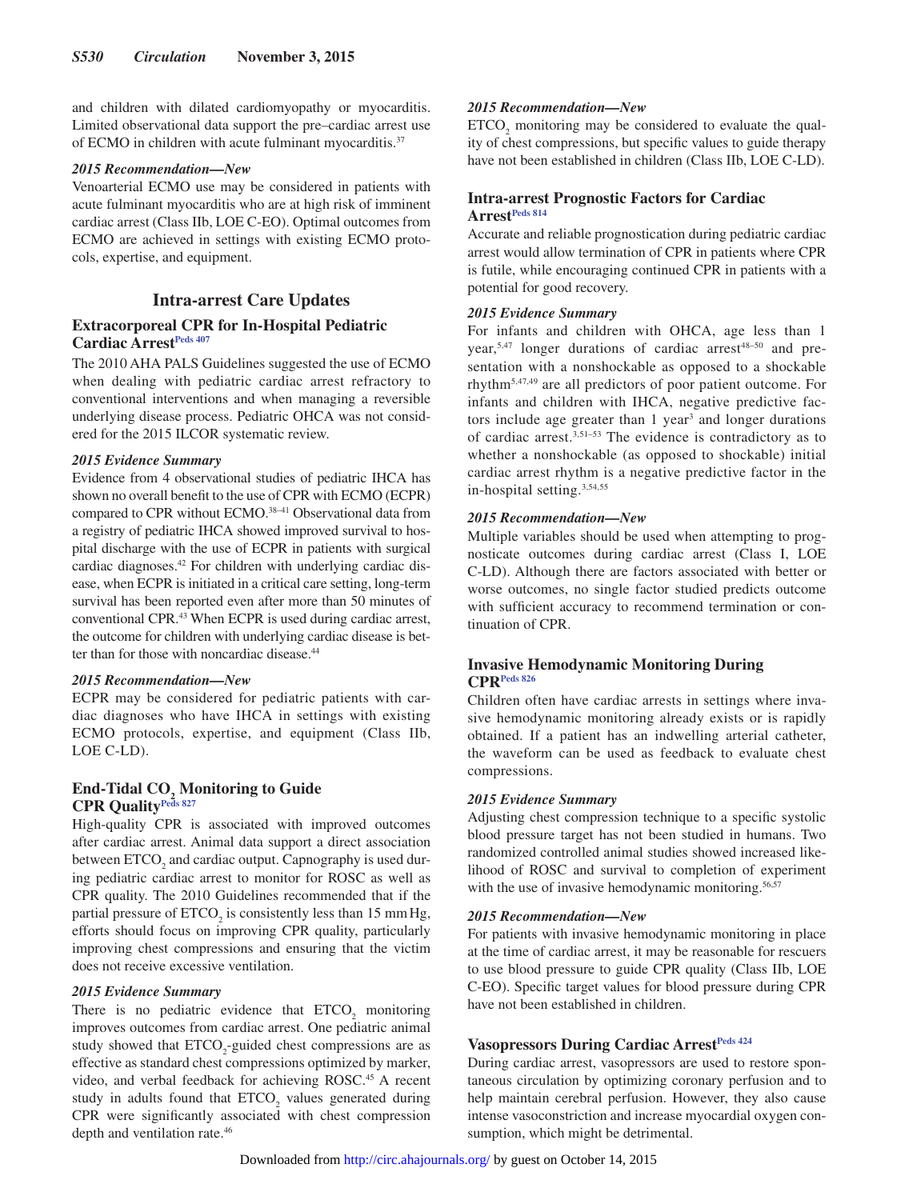and children with dilated cardiomyopathy or myocarditis. Limited observational data support the pre–cardiac arrest use of ECMO in children with acute fulminant myocarditis.[37]

#### *2015 Recommendation—New*

Venoarterial ECMO use may be considered in patients with acute fulminant myocarditis who are at high risk of imminent cardiac arrest (Class IIb, LOE C-EO). Optimal outcomes from ECMO are achieved in settings with existing ECMO protocols, expertise, and equipment.

## Intra-arrest Care Updates

### Extracorporeal CPR for In-Hospital Pediatric Cardiac Arrest[Peds 407]

The 2010 AHA PALS Guidelines suggested the use of ECMO when dealing with pediatric cardiac arrest refractory to conventional interventions and when managing a reversible underlying disease process. Pediatric OHCA was not considered for the 2015 ILCOR systematic review.

#### *2015 Evidence Summary*

Evidence from 4 observational studies of pediatric IHCA has shown no overall benefit to the use of CPR with ECMO (ECPR) compared to CPR without ECMO.[38–41] Observational data from a registry of pediatric IHCA showed improved survival to hospital discharge with the use of ECPR in patients with surgical cardiac diagnoses.[42] For children with underlying cardiac disease, when ECPR is initiated in a critical care setting, long-term survival has been reported even after more than 50 minutes of conventional CPR.[43] When ECPR is used during cardiac arrest, the outcome for children with underlying cardiac disease is better than for those with noncardiac disease.[44]

#### *2015 Recommendation—New*

ECPR may be considered for pediatric patients with cardiac diagnoses who have IHCA in settings with existing ECMO protocols, expertise, and equipment (Class IIb, LOE C-LD).

### End-Tidal $CO_2$ Monitoring to Guide CPR Quality[Peds 827]

High-quality CPR is associated with improved outcomes after cardiac arrest. Animal data support a direct association between $ETCO_2$ and cardiac output. Capnography is used during pediatric cardiac arrest to monitor for ROSC as well as CPR quality. The 2010 Guidelines recommended that if the partial pressure of $ETCO_2$ is consistently less than 15 mm Hg, efforts should focus on improving CPR quality, particularly improving chest compressions and ensuring that the victim does not receive excessive ventilation.

#### *2015 Evidence Summary*

There is no pediatric evidence that $ETCO_2$ monitoring improves outcomes from cardiac arrest. One pediatric animal study showed that $ETCO_2$-guided chest compressions are as effective as standard chest compressions optimized by marker, video, and verbal feedback for achieving ROSC.[45] A recent study in adults found that $ETCO_2$ values generated during CPR were significantly associated with chest compression depth and ventilation rate.[46]

#### *2015 Recommendation—New*

$ETCO_2$ monitoring may be considered to evaluate the quality of chest compressions, but specific values to guide therapy have not been established in children (Class IIb, LOE C-LD).

### Intra-arrest Prognostic Factors for Cardiac Arrest[Peds 814]

Accurate and reliable prognostication during pediatric cardiac arrest would allow termination of CPR in patients where CPR is futile, while encouraging continued CPR in patients with a potential for good recovery.

#### *2015 Evidence Summary*

For infants and children with OHCA, age less than 1 year,[5,47] longer durations of cardiac arrest[48–50] and presentation with a nonshockable as opposed to a shockable rhythm[5,47,49] are all predictors of poor patient outcome. For infants and children with IHCA, negative predictive factors include age greater than 1 year[3] and longer durations of cardiac arrest.[3,51–53] The evidence is contradictory as to whether a nonshockable (as opposed to shockable) initial cardiac arrest rhythm is a negative predictive factor in the in-hospital setting.[3,54,55]

#### *2015 Recommendation—New*

Multiple variables should be used when attempting to prognosticate outcomes during cardiac arrest (Class I, LOE C-LD). Although there are factors associated with better or worse outcomes, no single factor studied predicts outcome with sufficient accuracy to recommend termination or continuation of CPR.

### Invasive Hemodynamic Monitoring During CPR[Peds 826]

Children often have cardiac arrests in settings where invasive hemodynamic monitoring already exists or is rapidly obtained. If a patient has an indwelling arterial catheter, the waveform can be used as feedback to evaluate chest compressions.

#### *2015 Evidence Summary*

Adjusting chest compression technique to a specific systolic blood pressure target has not been studied in humans. Two randomized controlled animal studies showed increased likelihood of ROSC and survival to completion of experiment with the use of invasive hemodynamic monitoring.[56,57]

#### *2015 Recommendation—New*

For patients with invasive hemodynamic monitoring in place at the time of cardiac arrest, it may be reasonable for rescuers to use blood pressure to guide CPR quality (Class IIb, LOE C-EO). Specific target values for blood pressure during CPR have not been established in children.

### Vasopressors During Cardiac Arrest[Peds 424]

During cardiac arrest, vasopressors are used to restore spontaneous circulation by optimizing coronary perfusion and to help maintain cerebral perfusion. However, they also cause intense vasoconstriction and increase myocardial oxygen consumption, which might be detrimental.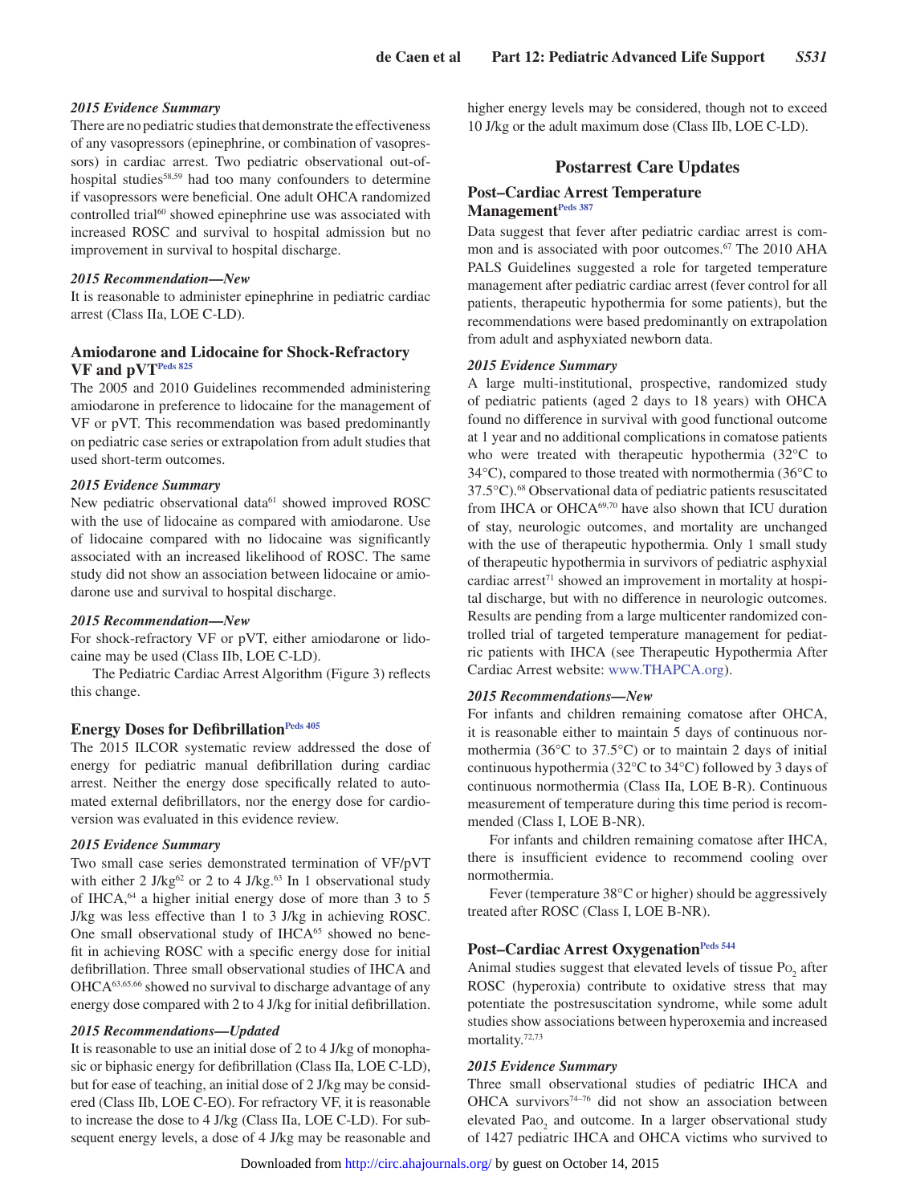#### 2015 Evidence Summary

There are no pediatric studies that demonstrate the effectiveness of any vasopressors (epinephrine, or combination of vasopressors) in cardiac arrest. Two pediatric observational out-of-hospital studies[58,59] had too many confounders to determine if vasopressors were beneficial. One adult OHCA randomized controlled trial[60] showed epinephrine use was associated with increased ROSC and survival to hospital admission but no improvement in survival to hospital discharge.

#### 2015 Recommendation—New

It is reasonable to administer epinephrine in pediatric cardiac arrest (Class IIa, LOE C-LD).

### Amiodarone and Lidocaine for Shock-Refractory VF and pVT[Peds 825]

The 2005 and 2010 Guidelines recommended administering amiodarone in preference to lidocaine for the management of VF or pVT. This recommendation was based predominantly on pediatric case series or extrapolation from adult studies that used short-term outcomes.

#### 2015 Evidence Summary

New pediatric observational data[61] showed improved ROSC with the use of lidocaine as compared with amiodarone. Use of lidocaine compared with no lidocaine was significantly associated with an increased likelihood of ROSC. The same study did not show an association between lidocaine or amiodarone use and survival to hospital discharge.

#### 2015 Recommendation—New

For shock-refractory VF or pVT, either amiodarone or lidocaine may be used (Class IIb, LOE C-LD).

The Pediatric Cardiac Arrest Algorithm (Figure 3) reflects this change.

### Energy Doses for Defibrillation[Peds 405]

The 2015 ILCOR systematic review addressed the dose of energy for pediatric manual defibrillation during cardiac arrest. Neither the energy dose specifically related to automated external defibrillators, nor the energy dose for cardioversion was evaluated in this evidence review.

#### 2015 Evidence Summary

Two small case series demonstrated termination of VF/pVT with either 2 J/kg[62] or 2 to 4 J/kg.[63] In 1 observational study of IHCA,[64] a higher initial energy dose of more than 3 to 5 J/kg was less effective than 1 to 3 J/kg in achieving ROSC. One small observational study of IHCA[65] showed no benefit in achieving ROSC with a specific energy dose for initial defibrillation. Three small observational studies of IHCA and OHCA[63,65,66] showed no survival to discharge advantage of any energy dose compared with 2 to 4 J/kg for initial defibrillation.

#### 2015 Recommendations—Updated

It is reasonable to use an initial dose of 2 to 4 J/kg of monophasic or biphasic energy for defibrillation (Class IIa, LOE C-LD), but for ease of teaching, an initial dose of 2 J/kg may be considered (Class IIb, LOE C-EO). For refractory VF, it is reasonable to increase the dose to 4 J/kg (Class IIa, LOE C-LD). For subsequent energy levels, a dose of 4 J/kg may be reasonable and higher energy levels may be considered, though not to exceed 10 J/kg or the adult maximum dose (Class IIb, LOE C-LD).

## Postarrest Care Updates

### Post–Cardiac Arrest Temperature Management[Peds 387]

Data suggest that fever after pediatric cardiac arrest is common and is associated with poor outcomes.[67] The 2010 AHA PALS Guidelines suggested a role for targeted temperature management after pediatric cardiac arrest (fever control for all patients, therapeutic hypothermia for some patients), but the recommendations were based predominantly on extrapolation from adult and asphyxiated newborn data.

#### 2015 Evidence Summary

A large multi-institutional, prospective, randomized study of pediatric patients (aged 2 days to 18 years) with OHCA found no difference in survival with good functional outcome at 1 year and no additional complications in comatose patients who were treated with therapeutic hypothermia (32°C to 34°C), compared to those treated with normothermia (36°C to 37.5°C).[68] Observational data of pediatric patients resuscitated from IHCA or OHCA[69,70] have also shown that ICU duration of stay, neurologic outcomes, and mortality are unchanged with the use of therapeutic hypothermia. Only 1 small study of therapeutic hypothermia in survivors of pediatric asphyxial cardiac arrest[71] showed an improvement in mortality at hospital discharge, but with no difference in neurologic outcomes. Results are pending from a large multicenter randomized controlled trial of targeted temperature management for pediatric patients with IHCA (see Therapeutic Hypothermia After Cardiac Arrest website: www.THAPCA.org).

#### 2015 Recommendations—New

For infants and children remaining comatose after OHCA, it is reasonable either to maintain 5 days of continuous normothermia (36°C to 37.5°C) or to maintain 2 days of initial continuous hypothermia (32°C to 34°C) followed by 3 days of continuous normothermia (Class IIa, LOE B-R). Continuous measurement of temperature during this time period is recommended (Class I, LOE B-NR).

For infants and children remaining comatose after IHCA, there is insufficient evidence to recommend cooling over normothermia.

Fever (temperature 38°C or higher) should be aggressively treated after ROSC (Class I, LOE B-NR).

### Post–Cardiac Arrest Oxygenation[Peds 544]

Animal studies suggest that elevated levels of tissue $Po_2$ after ROSC (hyperoxia) contribute to oxidative stress that may potentiate the postresuscitation syndrome, while some adult studies show associations between hyperoxemia and increased mortality.[72,73]

#### 2015 Evidence Summary

Three small observational studies of pediatric IHCA and OHCA survivors[74–76] did not show an association between elevated $Pao_2$ and outcome. In a larger observational study of 1427 pediatric IHCA and OHCA victims who survived to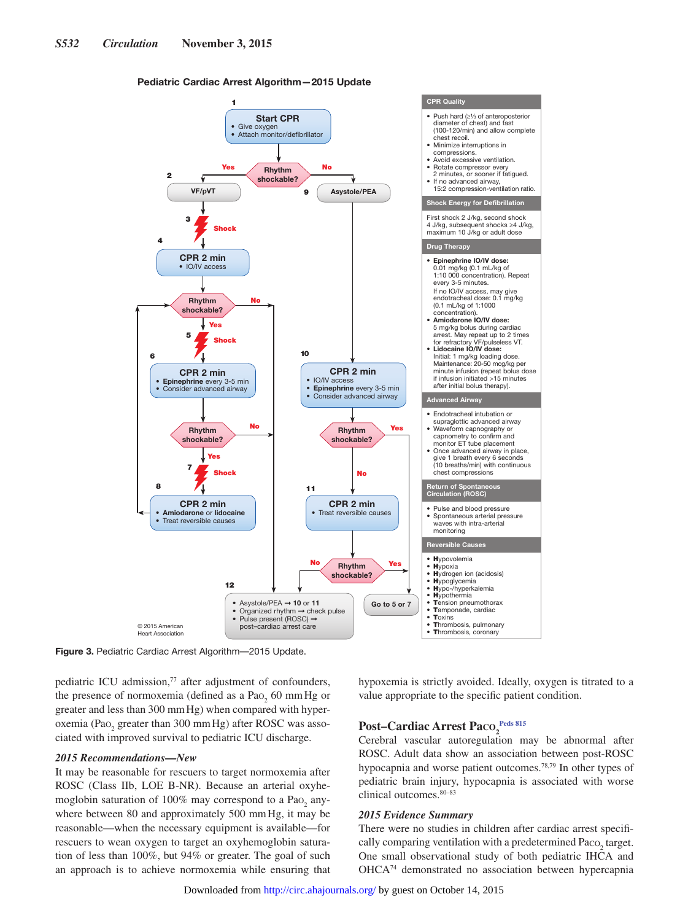**Pediatric Cardiac Arrest Algorithm—2015 Update**

1. **Start CPR**
   - Give oxygen
   - Attach monitor/defibrillator

**Rhythm shockable?** Yes → 2; No → 9

2. **VF/pVT**

3. **Shock**

4. **CPR 2 min**
   - IO/IV access

**Rhythm shockable?** Yes → 5; No → 12

5. **Shock**

6. **CPR 2 min**
   - **Epinephrine** every 3-5 min
   - Consider advanced airway

**Rhythm shockable?** Yes → 7; No → 12

7. **Shock**

8. **CPR 2 min**
   - **Amiodarone** or **lidocaine**
   - Treat reversible causes

→ Return to **Rhythm shockable?**

9. **Asystole/PEA**

10. **CPR 2 min**
    - IO/IV access
    - **Epinephrine** every 3-5 min
    - Consider advanced airway

**Rhythm shockable?** Yes → Go to 5 or 7; No → 11

11. **CPR 2 min**
    - Treat reversible causes

**Rhythm shockable?** Yes → Go to 5 or 7; No → 12

12.
   - Asystole/PEA → **10** or **11**
   - Organized rhythm → check pulse
   - Pulse present (ROSC) → post–cardiac arrest care

**Go to 5 or 7**

© 2015 American Heart Association

**CPR Quality**

- Push hard (≥⅓ of anteroposterior diameter of chest) and fast (100-120/min) and allow complete chest recoil.
- Minimize interruptions in compressions.
- Avoid excessive ventilation.
- Rotate compressor every 2 minutes, or sooner if fatigued.
- If no advanced airway, 15:2 compression-ventilation ratio.

**Shock Energy for Defibrillation**

First shock 2 J/kg, second shock 4 J/kg, subsequent shocks ≥4 J/kg, maximum 10 J/kg or adult dose

**Drug Therapy**

- **Epinephrine IO/IV dose:** 0.01 mg/kg (0.1 mL/kg of 1:10 000 concentration). Repeat every 3-5 minutes.
  If no IO/IV access, may give endotracheal dose: 0.1 mg/kg (0.1 mL/kg of 1:1000 concentration).
- **Amiodarone IO/IV dose:** 5 mg/kg bolus during cardiac arrest. May repeat up to 2 times for refractory VF/pulseless VT.
- **Lidocaine IO/IV dose:** Initial: 1 mg/kg loading dose. Maintenance: 20-50 mcg/kg per minute infusion (repeat bolus dose if infusion initiated >15 minutes after initial bolus therapy).

**Advanced Airway**

- Endotracheal intubation or supraglottic advanced airway
- Waveform capnography or capnometry to confirm and monitor ET tube placement
- Once advanced airway in place, give 1 breath every 6 seconds (10 breaths/min) with continuous chest compressions

**Return of Spontaneous Circulation (ROSC)**

- Pulse and blood pressure
- Spontaneous arterial pressure waves with intra-arterial monitoring

**Reversible Causes**

- **H**ypovolemia
- **H**ypoxia
- **H**ydrogen ion (acidosis)
- **H**ypoglycemia
- **H**ypo-/hyperkalemia
- **H**ypothermia
- **T**ension pneumothorax
- **T**amponade, cardiac
- **T**oxins
- **T**hrombosis, pulmonary
- **T**hrombosis, coronary

**Figure 3.** Pediatric Cardiac Arrest Algorithm—2015 Update.

pediatric ICU admission,[77] after adjustment of confounders, the presence of normoxemia (defined as a $Pa_{O_2}$ 60 mm Hg or greater and less than 300 mm Hg) when compared with hyperoxemia ($Pa_{O_2}$ greater than 300 mm Hg) after ROSC was associated with improved survival to pediatric ICU discharge.

### *2015 Recommendations—New*

It may be reasonable for rescuers to target normoxemia after ROSC (Class IIb, LOE B-NR). Because an arterial oxyhemoglobin saturation of 100% may correspond to a $Pa_{O_2}$ anywhere between 80 and approximately 500 mm Hg, it may be reasonable—when the necessary equipment is available—for rescuers to wean oxygen to target an oxyhemoglobin saturation of less than 100%, but 94% or greater. The goal of such an approach is to achieve normoxemia while ensuring that hypoxemia is strictly avoided. Ideally, oxygen is titrated to a value appropriate to the specific patient condition.

## Post–Cardiac Arrest $Pa_{CO_2}$ [Peds 815]

Cerebral vascular autoregulation may be abnormal after ROSC. Adult data show an association between post-ROSC hypocapnia and worse patient outcomes.[78,79] In other types of pediatric brain injury, hypocapnia is associated with worse clinical outcomes.[80–83]

### *2015 Evidence Summary*

There were no studies in children after cardiac arrest specifically comparing ventilation with a predetermined $Pa_{CO_2}$ target. One small observational study of both pediatric IHCA and OHCA[74] demonstrated no association between hypercapnia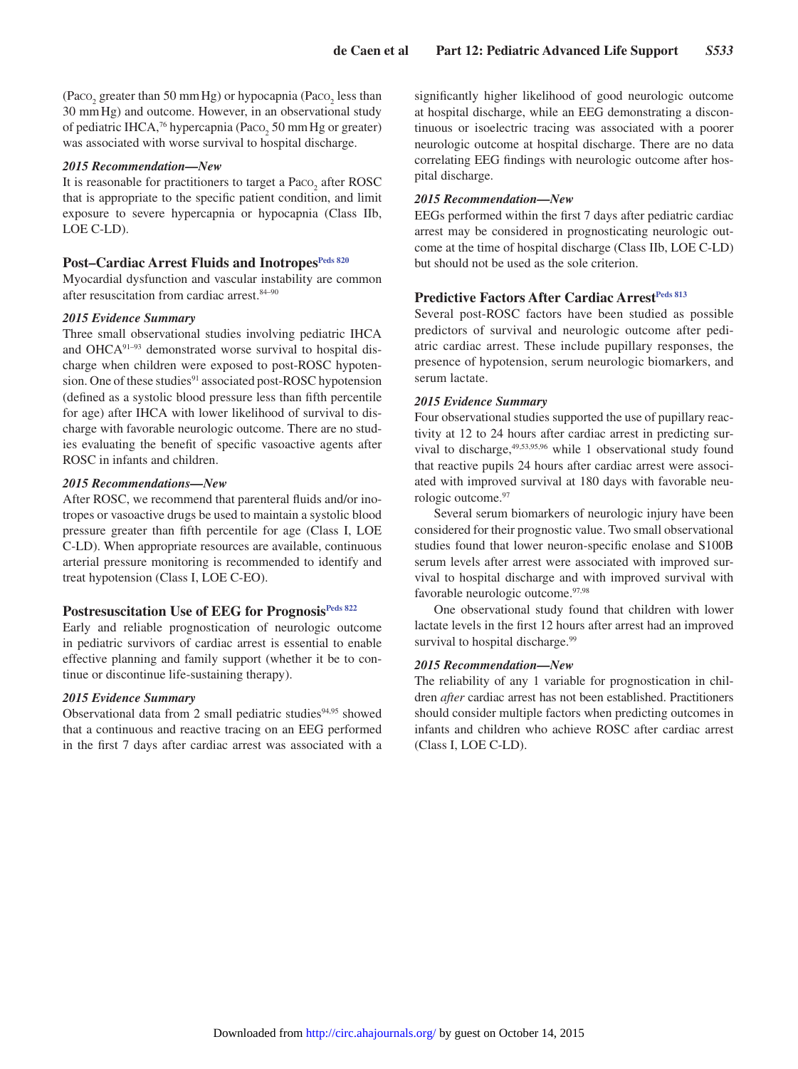($Pa_{CO_2}$ greater than 50 mm Hg) or hypocapnia ($Pa_{CO_2}$ less than 30 mm Hg) and outcome. However, in an observational study of pediatric IHCA,[76] hypercapnia ($Pa_{CO_2}$ 50 mm Hg or greater) was associated with worse survival to hospital discharge.

#### *2015 Recommendation—New*

It is reasonable for practitioners to target a $Pa_{CO_2}$ after ROSC that is appropriate to the specific patient condition, and limit exposure to severe hypercapnia or hypocapnia (Class IIb, LOE C-LD).

### Post–Cardiac Arrest Fluids and Inotropes[Peds 820]

Myocardial dysfunction and vascular instability are common after resuscitation from cardiac arrest.[84–90]

#### *2015 Evidence Summary*

Three small observational studies involving pediatric IHCA and OHCA[91–93] demonstrated worse survival to hospital discharge when children were exposed to post-ROSC hypotension. One of these studies[91] associated post-ROSC hypotension (defined as a systolic blood pressure less than fifth percentile for age) after IHCA with lower likelihood of survival to discharge with favorable neurologic outcome. There are no studies evaluating the benefit of specific vasoactive agents after ROSC in infants and children.

#### *2015 Recommendations—New*

After ROSC, we recommend that parenteral fluids and/or inotropes or vasoactive drugs be used to maintain a systolic blood pressure greater than fifth percentile for age (Class I, LOE C-LD). When appropriate resources are available, continuous arterial pressure monitoring is recommended to identify and treat hypotension (Class I, LOE C-EO).

### Postresuscitation Use of EEG for Prognosis[Peds 822]

Early and reliable prognostication of neurologic outcome in pediatric survivors of cardiac arrest is essential to enable effective planning and family support (whether it be to continue or discontinue life-sustaining therapy).

#### *2015 Evidence Summary*

Observational data from 2 small pediatric studies[94,95] showed that a continuous and reactive tracing on an EEG performed in the first 7 days after cardiac arrest was associated with a significantly higher likelihood of good neurologic outcome at hospital discharge, while an EEG demonstrating a discontinuous or isoelectric tracing was associated with a poorer neurologic outcome at hospital discharge. There are no data correlating EEG findings with neurologic outcome after hospital discharge.

#### *2015 Recommendation—New*

EEGs performed within the first 7 days after pediatric cardiac arrest may be considered in prognosticating neurologic outcome at the time of hospital discharge (Class IIb, LOE C-LD) but should not be used as the sole criterion.

### Predictive Factors After Cardiac Arrest[Peds 813]

Several post-ROSC factors have been studied as possible predictors of survival and neurologic outcome after pediatric cardiac arrest. These include pupillary responses, the presence of hypotension, serum neurologic biomarkers, and serum lactate.

#### *2015 Evidence Summary*

Four observational studies supported the use of pupillary reactivity at 12 to 24 hours after cardiac arrest in predicting survival to discharge,[49,53,95,96] while 1 observational study found that reactive pupils 24 hours after cardiac arrest were associated with improved survival at 180 days with favorable neurologic outcome.[97]

Several serum biomarkers of neurologic injury have been considered for their prognostic value. Two small observational studies found that lower neuron-specific enolase and S100B serum levels after arrest were associated with improved survival to hospital discharge and with improved survival with favorable neurologic outcome.[97,98]

One observational study found that children with lower lactate levels in the first 12 hours after arrest had an improved survival to hospital discharge.[99]

#### *2015 Recommendation—New*

The reliability of any 1 variable for prognostication in children *after* cardiac arrest has not been established. Practitioners should consider multiple factors when predicting outcomes in infants and children who achieve ROSC after cardiac arrest (Class I, LOE C-LD).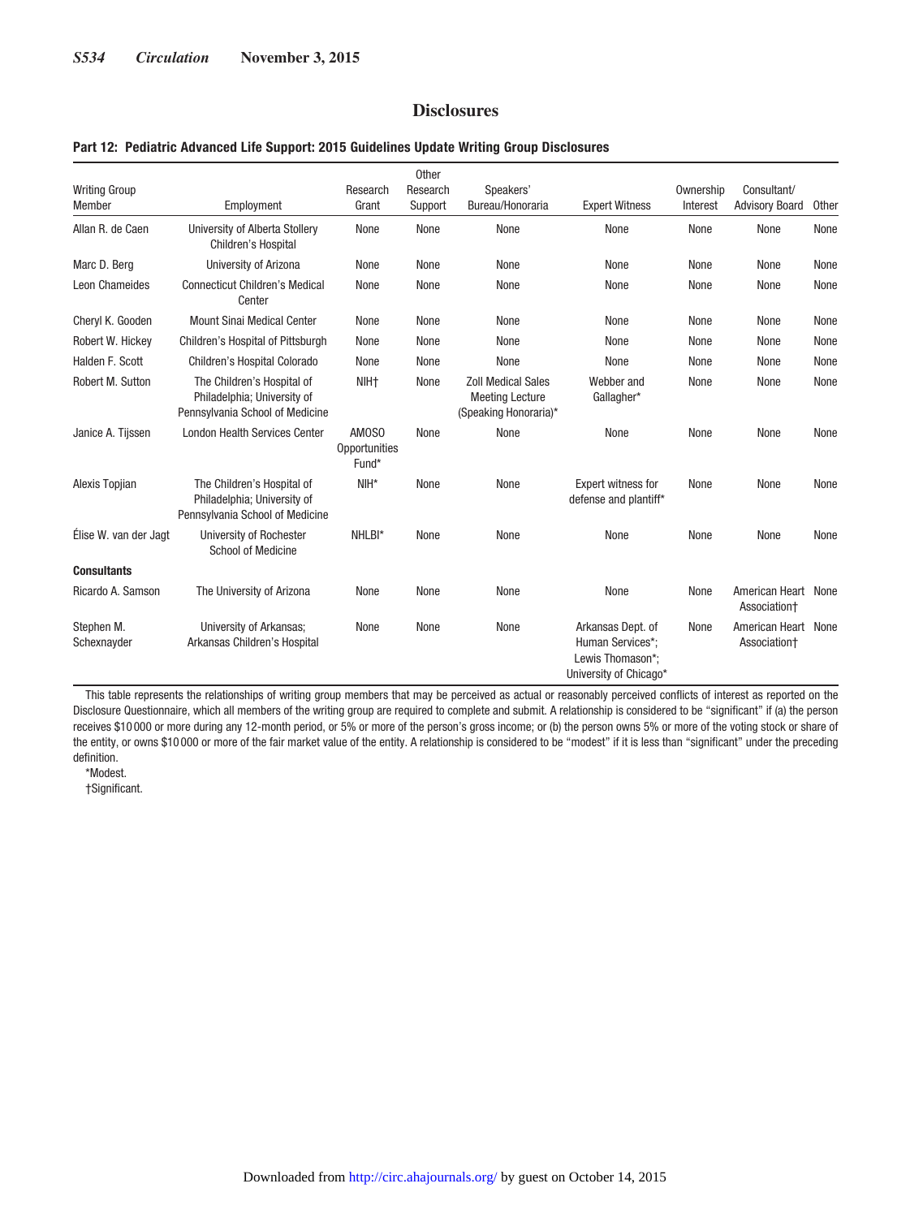## Disclosures

**Part 12: Pediatric Advanced Life Support: 2015 Guidelines Update Writing Group Disclosures**

| Writing Group Member | Employment | Research Grant | Other Research Support | Speakers' Bureau/Honoraria | Expert Witness | Ownership Interest | Consultant/ Advisory Board | Other |
|---|---|---|---|---|---|---|---|---|
| Allan R. de Caen | University of Alberta Stollery Children's Hospital | None | None | None | None | None | None | None |
| Marc D. Berg | University of Arizona | None | None | None | None | None | None | None |
| Leon Chameides | Connecticut Children's Medical Center | None | None | None | None | None | None | None |
| Cheryl K. Gooden | Mount Sinai Medical Center | None | None | None | None | None | None | None |
| Robert W. Hickey | Children's Hospital of Pittsburgh | None | None | None | None | None | None | None |
| Halden F. Scott | Children's Hospital Colorado | None | None | None | None | None | None | None |
| Robert M. Sutton | The Children's Hospital of Philadelphia; University of Pennsylvania School of Medicine | NIH† | None | Zoll Medical Sales Meeting Lecture (Speaking Honoraria)* | Webber and Gallagher* | None | None | None |
| Janice A. Tijssen | London Health Services Center | AMOSO Opportunities Fund* | None | None | None | None | None | None |
| Alexis Topjian | The Children's Hospital of Philadelphia; University of Pennsylvania School of Medicine | NIH* | None | None | Expert witness for defense and plantiff* | None | None | None |
| Élise W. van der Jagt | University of Rochester School of Medicine | NHLBI* | None | None | None | None | None | None |
| **Consultants** | | | | | | | | |
| Ricardo A. Samson | The University of Arizona | None | None | None | None | None | American Heart Association† | None |
| Stephen M. Schexnayder | University of Arkansas; Arkansas Children's Hospital | None | None | None | Arkansas Dept. of Human Services*; Lewis Thomason*; University of Chicago* | None | American Heart Association† | None |

This table represents the relationships of writing group members that may be perceived as actual or reasonably perceived conflicts of interest as reported on the Disclosure Questionnaire, which all members of the writing group are required to complete and submit. A relationship is considered to be "significant" if (a) the person receives $10 000 or more during any 12-month period, or 5% or more of the person's gross income; or (b) the person owns 5% or more of the voting stock or share of the entity, or owns $10 000 or more of the fair market value of the entity. A relationship is considered to be "modest" if it is less than "significant" under the preceding definition.

*Modest.

†Significant.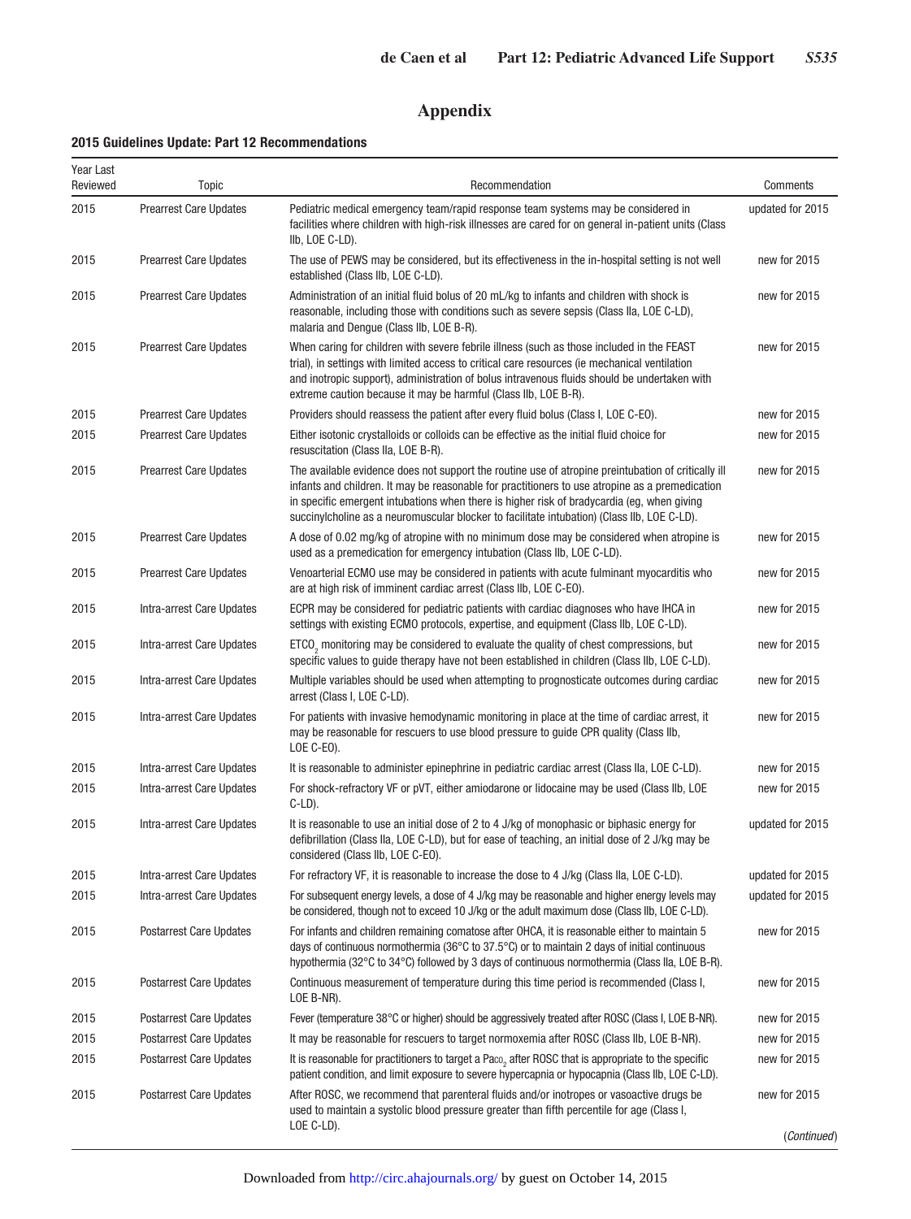# Appendix

**2015 Guidelines Update: Part 12 Recommendations**

| Year Last Reviewed | Topic | Recommendation | Comments |
|---|---|---|---|
| 2015 | Prearrest Care Updates | Pediatric medical emergency team/rapid response team systems may be considered in facilities where children with high-risk illnesses are cared for on general in-patient units (Class IIb, LOE C-LD). | updated for 2015 |
| 2015 | Prearrest Care Updates | The use of PEWS may be considered, but its effectiveness in the in-hospital setting is not well established (Class IIb, LOE C-LD). | new for 2015 |
| 2015 | Prearrest Care Updates | Administration of an initial fluid bolus of 20 mL/kg to infants and children with shock is reasonable, including those with conditions such as severe sepsis (Class IIa, LOE C-LD), malaria and Dengue (Class IIb, LOE B-R). | new for 2015 |
| 2015 | Prearrest Care Updates | When caring for children with severe febrile illness (such as those included in the FEAST trial), in settings with limited access to critical care resources (ie mechanical ventilation and inotropic support), administration of bolus intravenous fluids should be undertaken with extreme caution because it may be harmful (Class IIb, LOE B-R). | new for 2015 |
| 2015 | Prearrest Care Updates | Providers should reassess the patient after every fluid bolus (Class I, LOE C-EO). | new for 2015 |
| 2015 | Prearrest Care Updates | Either isotonic crystalloids or colloids can be effective as the initial fluid choice for resuscitation (Class IIa, LOE B-R). | new for 2015 |
| 2015 | Prearrest Care Updates | The available evidence does not support the routine use of atropine preintubation of critically ill infants and children. It may be reasonable for practitioners to use atropine as a premedication in specific emergent intubations when there is higher risk of bradycardia (eg, when giving succinylcholine as a neuromuscular blocker to facilitate intubation) (Class IIb, LOE C-LD). | new for 2015 |
| 2015 | Prearrest Care Updates | A dose of 0.02 mg/kg of atropine with no minimum dose may be considered when atropine is used as a premedication for emergency intubation (Class IIb, LOE C-LD). | new for 2015 |
| 2015 | Prearrest Care Updates | Venoarterial ECMO use may be considered in patients with acute fulminant myocarditis who are at high risk of imminent cardiac arrest (Class IIb, LOE C-EO). | new for 2015 |
| 2015 | Intra-arrest Care Updates | ECPR may be considered for pediatric patients with cardiac diagnoses who have IHCA in settings with existing ECMO protocols, expertise, and equipment (Class IIb, LOE C-LD). | new for 2015 |
| 2015 | Intra-arrest Care Updates | $ETCO_2$ monitoring may be considered to evaluate the quality of chest compressions, but specific values to guide therapy have not been established in children (Class IIb, LOE C-LD). | new for 2015 |
| 2015 | Intra-arrest Care Updates | Multiple variables should be used when attempting to prognosticate outcomes during cardiac arrest (Class I, LOE C-LD). | new for 2015 |
| 2015 | Intra-arrest Care Updates | For patients with invasive hemodynamic monitoring in place at the time of cardiac arrest, it may be reasonable for rescuers to use blood pressure to guide CPR quality (Class IIb, LOE C-EO). | new for 2015 |
| 2015 | Intra-arrest Care Updates | It is reasonable to administer epinephrine in pediatric cardiac arrest (Class IIa, LOE C-LD). | new for 2015 |
| 2015 | Intra-arrest Care Updates | For shock-refractory VF or pVT, either amiodarone or lidocaine may be used (Class IIb, LOE C-LD). | new for 2015 |
| 2015 | Intra-arrest Care Updates | It is reasonable to use an initial dose of 2 to 4 J/kg of monophasic or biphasic energy for defibrillation (Class IIa, LOE C-LD), but for ease of teaching, an initial dose of 2 J/kg may be considered (Class IIb, LOE C-EO). | updated for 2015 |
| 2015 | Intra-arrest Care Updates | For refractory VF, it is reasonable to increase the dose to 4 J/kg (Class IIa, LOE C-LD). | updated for 2015 |
| 2015 | Intra-arrest Care Updates | For subsequent energy levels, a dose of 4 J/kg may be reasonable and higher energy levels may be considered, though not to exceed 10 J/kg or the adult maximum dose (Class IIb, LOE C-LD). | updated for 2015 |
| 2015 | Postarrest Care Updates | For infants and children remaining comatose after OHCA, it is reasonable either to maintain 5 days of continuous normothermia (36°C to 37.5°C) or to maintain 2 days of initial continuous hypothermia (32°C to 34°C) followed by 3 days of continuous normothermia (Class IIa, LOE B-R). | new for 2015 |
| 2015 | Postarrest Care Updates | Continuous measurement of temperature during this time period is recommended (Class I, LOE B-NR). | new for 2015 |
| 2015 | Postarrest Care Updates | Fever (temperature 38°C or higher) should be aggressively treated after ROSC (Class I, LOE B-NR). | new for 2015 |
| 2015 | Postarrest Care Updates | It may be reasonable for rescuers to target normoxemia after ROSC (Class IIb, LOE B-NR). | new for 2015 |
| 2015 | Postarrest Care Updates | It is reasonable for practitioners to target a $Pa_{CO_2}$ after ROSC that is appropriate to the specific patient condition, and limit exposure to severe hypercapnia or hypocapnia (Class IIb, LOE C-LD). | new for 2015 |
| 2015 | Postarrest Care Updates | After ROSC, we recommend that parenteral fluids and/or inotropes or vasoactive drugs be used to maintain a systolic blood pressure greater than fifth percentile for age (Class I, LOE C-LD). | new for 2015 |

(*Continued*)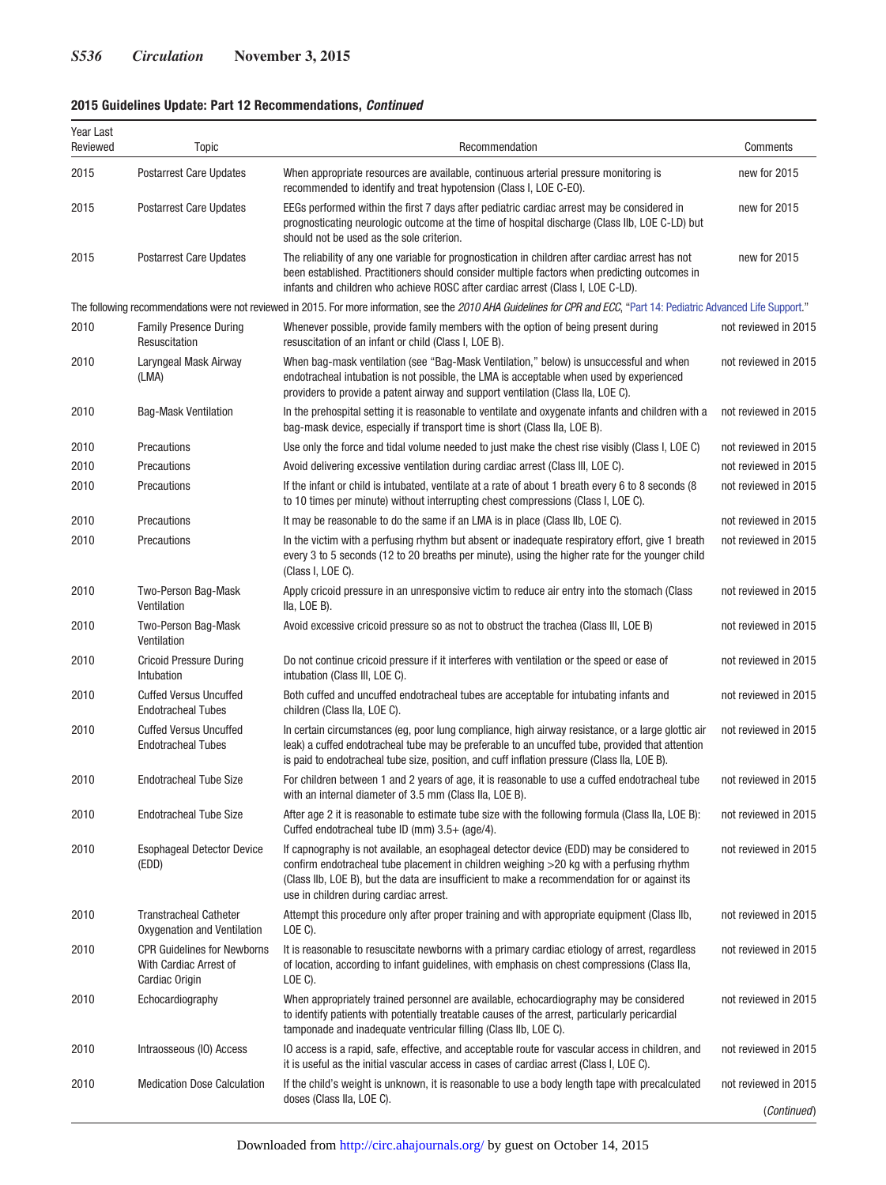**2015 Guidelines Update: Part 12 Recommendations, *Continued***

| Year Last Reviewed | Topic | Recommendation | Comments |
|---|---|---|---|
| 2015 | Postarrest Care Updates | When appropriate resources are available, continuous arterial pressure monitoring is recommended to identify and treat hypotension (Class I, LOE C-EO). | new for 2015 |
| 2015 | Postarrest Care Updates | EEGs performed within the first 7 days after pediatric cardiac arrest may be considered in prognosticating neurologic outcome at the time of hospital discharge (Class IIb, LOE C-LD) but should not be used as the sole criterion. | new for 2015 |
| 2015 | Postarrest Care Updates | The reliability of any one variable for prognostication in children after cardiac arrest has not been established. Practitioners should consider multiple factors when predicting outcomes in infants and children who achieve ROSC after cardiac arrest (Class I, LOE C-LD). | new for 2015 |
| The following recommendations were not reviewed in 2015. For more information, see the *2010 AHA Guidelines for CPR and ECC*, "Part 14: Pediatric Advanced Life Support." | | | |
| 2010 | Family Presence During Resuscitation | Whenever possible, provide family members with the option of being present during resuscitation of an infant or child (Class I, LOE B). | not reviewed in 2015 |
| 2010 | Laryngeal Mask Airway (LMA) | When bag-mask ventilation (see "Bag-Mask Ventilation," below) is unsuccessful and when endotracheal intubation is not possible, the LMA is acceptable when used by experienced providers to provide a patent airway and support ventilation (Class IIa, LOE C). | not reviewed in 2015 |
| 2010 | Bag-Mask Ventilation | In the prehospital setting it is reasonable to ventilate and oxygenate infants and children with a bag-mask device, especially if transport time is short (Class IIa, LOE B). | not reviewed in 2015 |
| 2010 | Precautions | Use only the force and tidal volume needed to just make the chest rise visibly (Class I, LOE C) | not reviewed in 2015 |
| 2010 | Precautions | Avoid delivering excessive ventilation during cardiac arrest (Class III, LOE C). | not reviewed in 2015 |
| 2010 | Precautions | If the infant or child is intubated, ventilate at a rate of about 1 breath every 6 to 8 seconds (8 to 10 times per minute) without interrupting chest compressions (Class I, LOE C). | not reviewed in 2015 |
| 2010 | Precautions | It may be reasonable to do the same if an LMA is in place (Class IIb, LOE C). | not reviewed in 2015 |
| 2010 | Precautions | In the victim with a perfusing rhythm but absent or inadequate respiratory effort, give 1 breath every 3 to 5 seconds (12 to 20 breaths per minute), using the higher rate for the younger child (Class I, LOE C). | not reviewed in 2015 |
| 2010 | Two-Person Bag-Mask Ventilation | Apply cricoid pressure in an unresponsive victim to reduce air entry into the stomach (Class IIa, LOE B). | not reviewed in 2015 |
| 2010 | Two-Person Bag-Mask Ventilation | Avoid excessive cricoid pressure so as not to obstruct the trachea (Class III, LOE B) | not reviewed in 2015 |
| 2010 | Cricoid Pressure During Intubation | Do not continue cricoid pressure if it interferes with ventilation or the speed or ease of intubation (Class III, LOE C). | not reviewed in 2015 |
| 2010 | Cuffed Versus Uncuffed Endotracheal Tubes | Both cuffed and uncuffed endotracheal tubes are acceptable for intubating infants and children (Class IIa, LOE C). | not reviewed in 2015 |
| 2010 | Cuffed Versus Uncuffed Endotracheal Tubes | In certain circumstances (eg, poor lung compliance, high airway resistance, or a large glottic air leak) a cuffed endotracheal tube may be preferable to an uncuffed tube, provided that attention is paid to endotracheal tube size, position, and cuff inflation pressure (Class IIa, LOE B). | not reviewed in 2015 |
| 2010 | Endotracheal Tube Size | For children between 1 and 2 years of age, it is reasonable to use a cuffed endotracheal tube with an internal diameter of 3.5 mm (Class IIa, LOE B). | not reviewed in 2015 |
| 2010 | Endotracheal Tube Size | After age 2 it is reasonable to estimate tube size with the following formula (Class IIa, LOE B): Cuffed endotracheal tube ID (mm) 3.5+ (age/4). | not reviewed in 2015 |
| 2010 | Esophageal Detector Device (EDD) | If capnography is not available, an esophageal detector device (EDD) may be considered to confirm endotracheal tube placement in children weighing >20 kg with a perfusing rhythm (Class IIb, LOE B), but the data are insufficient to make a recommendation for or against its use in children during cardiac arrest. | not reviewed in 2015 |
| 2010 | Transtracheal Catheter Oxygenation and Ventilation | Attempt this procedure only after proper training and with appropriate equipment (Class IIb, LOE C). | not reviewed in 2015 |
| 2010 | CPR Guidelines for Newborns With Cardiac Arrest of Cardiac Origin | It is reasonable to resuscitate newborns with a primary cardiac etiology of arrest, regardless of location, according to infant guidelines, with emphasis on chest compressions (Class IIa, LOE C). | not reviewed in 2015 |
| 2010 | Echocardiography | When appropriately trained personnel are available, echocardiography may be considered to identify patients with potentially treatable causes of the arrest, particularly pericardial tamponade and inadequate ventricular filling (Class IIb, LOE C). | not reviewed in 2015 |
| 2010 | Intraosseous (IO) Access | IO access is a rapid, safe, effective, and acceptable route for vascular access in children, and it is useful as the initial vascular access in cases of cardiac arrest (Class I, LOE C). | not reviewed in 2015 |
| 2010 | Medication Dose Calculation | If the child's weight is unknown, it is reasonable to use a body length tape with precalculated doses (Class IIa, LOE C). | not reviewed in 2015 |

(*Continued*)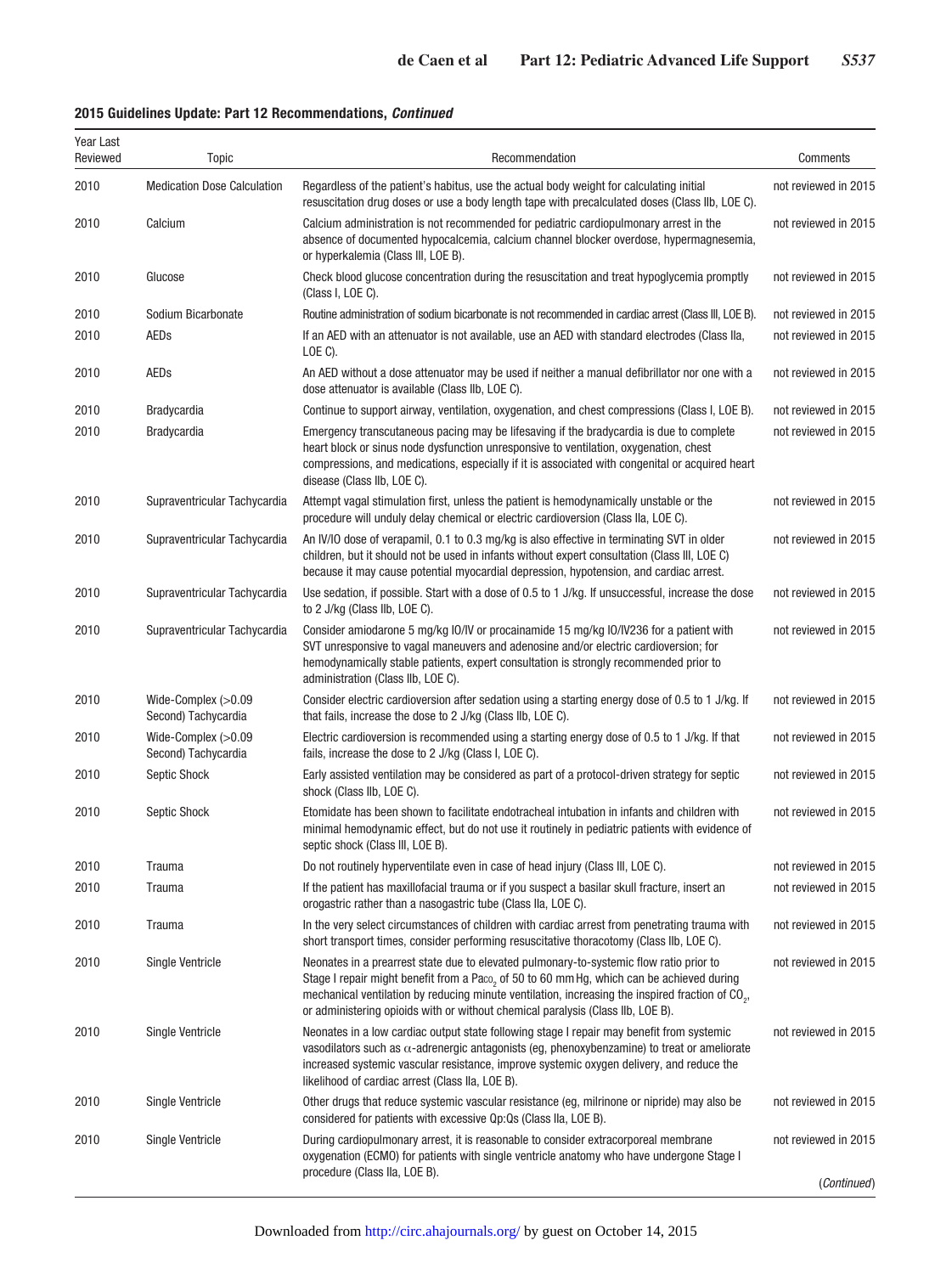**2015 Guidelines Update: Part 12 Recommendations, *Continued***

| Year Last Reviewed | Topic | Recommendation | Comments |
|---|---|---|---|
| 2010 | Medication Dose Calculation | Regardless of the patient's habitus, use the actual body weight for calculating initial resuscitation drug doses or use a body length tape with precalculated doses (Class IIb, LOE C). | not reviewed in 2015 |
| 2010 | Calcium | Calcium administration is not recommended for pediatric cardiopulmonary arrest in the absence of documented hypocalcemia, calcium channel blocker overdose, hypermagnesemia, or hyperkalemia (Class III, LOE B). | not reviewed in 2015 |
| 2010 | Glucose | Check blood glucose concentration during the resuscitation and treat hypoglycemia promptly (Class I, LOE C). | not reviewed in 2015 |
| 2010 | Sodium Bicarbonate | Routine administration of sodium bicarbonate is not recommended in cardiac arrest (Class III, LOE B). | not reviewed in 2015 |
| 2010 | AEDs | If an AED with an attenuator is not available, use an AED with standard electrodes (Class IIa, LOE C). | not reviewed in 2015 |
| 2010 | AEDs | An AED without a dose attenuator may be used if neither a manual defibrillator nor one with a dose attenuator is available (Class IIb, LOE C). | not reviewed in 2015 |
| 2010 | Bradycardia | Continue to support airway, ventilation, oxygenation, and chest compressions (Class I, LOE B). | not reviewed in 2015 |
| 2010 | Bradycardia | Emergency transcutaneous pacing may be lifesaving if the bradycardia is due to complete heart block or sinus node dysfunction unresponsive to ventilation, oxygenation, chest compressions, and medications, especially if it is associated with congenital or acquired heart disease (Class IIb, LOE C). | not reviewed in 2015 |
| 2010 | Supraventricular Tachycardia | Attempt vagal stimulation first, unless the patient is hemodynamically unstable or the procedure will unduly delay chemical or electric cardioversion (Class IIa, LOE C). | not reviewed in 2015 |
| 2010 | Supraventricular Tachycardia | An IV/IO dose of verapamil, 0.1 to 0.3 mg/kg is also effective in terminating SVT in older children, but it should not be used in infants without expert consultation (Class III, LOE C) because it may cause potential myocardial depression, hypotension, and cardiac arrest. | not reviewed in 2015 |
| 2010 | Supraventricular Tachycardia | Use sedation, if possible. Start with a dose of 0.5 to 1 J/kg. If unsuccessful, increase the dose to 2 J/kg (Class IIb, LOE C). | not reviewed in 2015 |
| 2010 | Supraventricular Tachycardia | Consider amiodarone 5 mg/kg IO/IV or procainamide 15 mg/kg IO/IV236 for a patient with SVT unresponsive to vagal maneuvers and adenosine and/or electric cardioversion; for hemodynamically stable patients, expert consultation is strongly recommended prior to administration (Class IIb, LOE C). | not reviewed in 2015 |
| 2010 | Wide-Complex (>0.09 Second) Tachycardia | Consider electric cardioversion after sedation using a starting energy dose of 0.5 to 1 J/kg. If that fails, increase the dose to 2 J/kg (Class IIb, LOE C). | not reviewed in 2015 |
| 2010 | Wide-Complex (>0.09 Second) Tachycardia | Electric cardioversion is recommended using a starting energy dose of 0.5 to 1 J/kg. If that fails, increase the dose to 2 J/kg (Class I, LOE C). | not reviewed in 2015 |
| 2010 | Septic Shock | Early assisted ventilation may be considered as part of a protocol-driven strategy for septic shock (Class IIb, LOE C). | not reviewed in 2015 |
| 2010 | Septic Shock | Etomidate has been shown to facilitate endotracheal intubation in infants and children with minimal hemodynamic effect, but do not use it routinely in pediatric patients with evidence of septic shock (Class III, LOE B). | not reviewed in 2015 |
| 2010 | Trauma | Do not routinely hyperventilate even in case of head injury (Class III, LOE C). | not reviewed in 2015 |
| 2010 | Trauma | If the patient has maxillofacial trauma or if you suspect a basilar skull fracture, insert an orogastric rather than a nasogastric tube (Class IIa, LOE C). | not reviewed in 2015 |
| 2010 | Trauma | In the very select circumstances of children with cardiac arrest from penetrating trauma with short transport times, consider performing resuscitative thoracotomy (Class IIb, LOE C). | not reviewed in 2015 |
| 2010 | Single Ventricle | Neonates in a prearrest state due to elevated pulmonary-to-systemic flow ratio prior to Stage I repair might benefit from a $Pa_{CO_2}$ of 50 to 60 mm Hg, which can be achieved during mechanical ventilation by reducing minute ventilation, increasing the inspired fraction of $CO_2$, or administering opioids with or without chemical paralysis (Class IIb, LOE B). | not reviewed in 2015 |
| 2010 | Single Ventricle | Neonates in a low cardiac output state following stage I repair may benefit from systemic vasodilators such as $\alpha$-adrenergic antagonists (eg, phenoxybenzamine) to treat or ameliorate increased systemic vascular resistance, improve systemic oxygen delivery, and reduce the likelihood of cardiac arrest (Class IIa, LOE B). | not reviewed in 2015 |
| 2010 | Single Ventricle | Other drugs that reduce systemic vascular resistance (eg, milrinone or nipride) may also be considered for patients with excessive Qp:Qs (Class IIa, LOE B). | not reviewed in 2015 |
| 2010 | Single Ventricle | During cardiopulmonary arrest, it is reasonable to consider extracorporeal membrane oxygenation (ECMO) for patients with single ventricle anatomy who have undergone Stage I procedure (Class IIa, LOE B). | not reviewed in 2015 |

*(Continued)*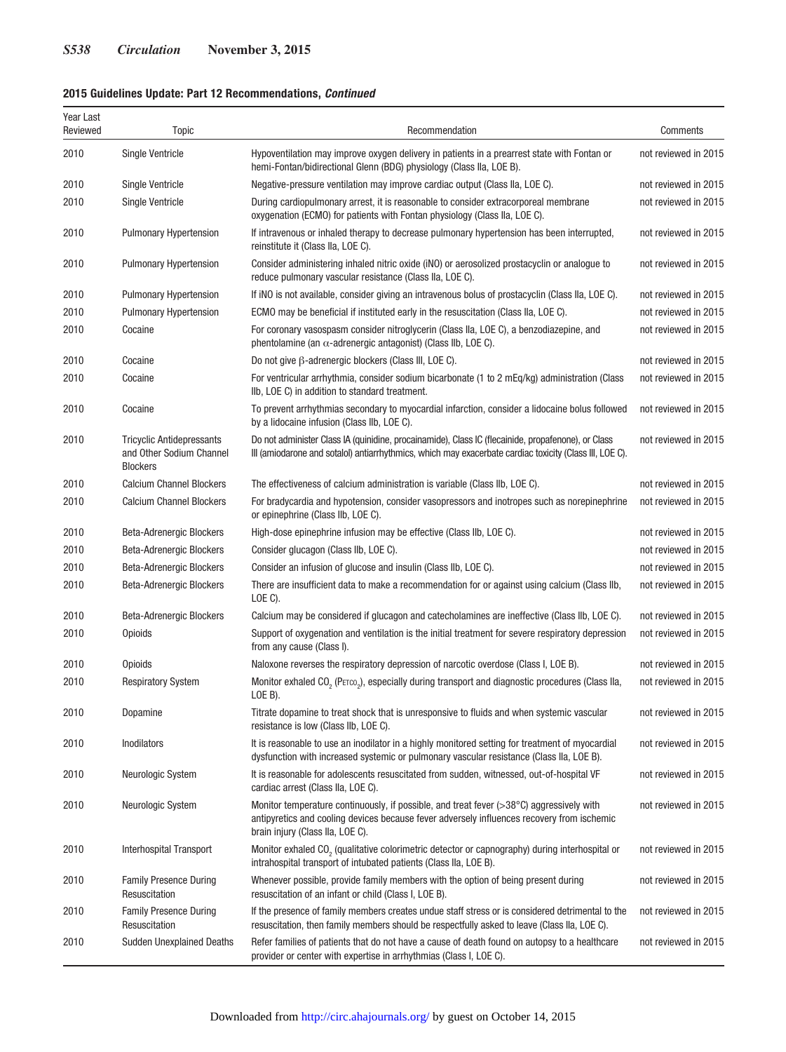**2015 Guidelines Update: Part 12 Recommendations, *Continued***

| Year Last Reviewed | Topic | Recommendation | Comments |
|---|---|---|---|
| 2010 | Single Ventricle | Hypoventilation may improve oxygen delivery in patients in a prearrest state with Fontan or hemi-Fontan/bidirectional Glenn (BDG) physiology (Class IIa, LOE B). | not reviewed in 2015 |
| 2010 | Single Ventricle | Negative-pressure ventilation may improve cardiac output (Class IIa, LOE C). | not reviewed in 2015 |
| 2010 | Single Ventricle | During cardiopulmonary arrest, it is reasonable to consider extracorporeal membrane oxygenation (ECMO) for patients with Fontan physiology (Class IIa, LOE C). | not reviewed in 2015 |
| 2010 | Pulmonary Hypertension | If intravenous or inhaled therapy to decrease pulmonary hypertension has been interrupted, reinstitute it (Class IIa, LOE C). | not reviewed in 2015 |
| 2010 | Pulmonary Hypertension | Consider administering inhaled nitric oxide (iNO) or aerosolized prostacyclin or analogue to reduce pulmonary vascular resistance (Class IIa, LOE C). | not reviewed in 2015 |
| 2010 | Pulmonary Hypertension | If iNO is not available, consider giving an intravenous bolus of prostacyclin (Class IIa, LOE C). | not reviewed in 2015 |
| 2010 | Pulmonary Hypertension | ECMO may be beneficial if instituted early in the resuscitation (Class IIa, LOE C). | not reviewed in 2015 |
| 2010 | Cocaine | For coronary vasospasm consider nitroglycerin (Class IIa, LOE C), a benzodiazepine, and phentolamine (an $\alpha$-adrenergic antagonist) (Class IIb, LOE C). | not reviewed in 2015 |
| 2010 | Cocaine | Do not give $\beta$-adrenergic blockers (Class III, LOE C). | not reviewed in 2015 |
| 2010 | Cocaine | For ventricular arrhythmia, consider sodium bicarbonate (1 to 2 mEq/kg) administration (Class IIb, LOE C) in addition to standard treatment. | not reviewed in 2015 |
| 2010 | Cocaine | To prevent arrhythmias secondary to myocardial infarction, consider a lidocaine bolus followed by a lidocaine infusion (Class IIb, LOE C). | not reviewed in 2015 |
| 2010 | Tricyclic Antidepressants and Other Sodium Channel Blockers | Do not administer Class IA (quinidine, procainamide), Class IC (flecainide, propafenone), or Class III (amiodarone and sotalol) antiarrhythmics, which may exacerbate cardiac toxicity (Class III, LOE C). | not reviewed in 2015 |
| 2010 | Calcium Channel Blockers | The effectiveness of calcium administration is variable (Class IIb, LOE C). | not reviewed in 2015 |
| 2010 | Calcium Channel Blockers | For bradycardia and hypotension, consider vasopressors and inotropes such as norepinephrine or epinephrine (Class IIb, LOE C). | not reviewed in 2015 |
| 2010 | Beta-Adrenergic Blockers | High-dose epinephrine infusion may be effective (Class IIb, LOE C). | not reviewed in 2015 |
| 2010 | Beta-Adrenergic Blockers | Consider glucagon (Class IIb, LOE C). | not reviewed in 2015 |
| 2010 | Beta-Adrenergic Blockers | Consider an infusion of glucose and insulin (Class IIb, LOE C). | not reviewed in 2015 |
| 2010 | Beta-Adrenergic Blockers | There are insufficient data to make a recommendation for or against using calcium (Class IIb, LOE C). | not reviewed in 2015 |
| 2010 | Beta-Adrenergic Blockers | Calcium may be considered if glucagon and catecholamines are ineffective (Class IIb, LOE C). | not reviewed in 2015 |
| 2010 | Opioids | Support of oxygenation and ventilation is the initial treatment for severe respiratory depression from any cause (Class I). | not reviewed in 2015 |
| 2010 | Opioids | Naloxone reverses the respiratory depression of narcotic overdose (Class I, LOE B). | not reviewed in 2015 |
| 2010 | Respiratory System | Monitor exhaled $CO_2$ ($P_{ETCO_2}$), especially during transport and diagnostic procedures (Class IIa, LOE B). | not reviewed in 2015 |
| 2010 | Dopamine | Titrate dopamine to treat shock that is unresponsive to fluids and when systemic vascular resistance is low (Class IIb, LOE C). | not reviewed in 2015 |
| 2010 | Inodilators | It is reasonable to use an inodilator in a highly monitored setting for treatment of myocardial dysfunction with increased systemic or pulmonary vascular resistance (Class IIa, LOE B). | not reviewed in 2015 |
| 2010 | Neurologic System | It is reasonable for adolescents resuscitated from sudden, witnessed, out-of-hospital VF cardiac arrest (Class IIa, LOE C). | not reviewed in 2015 |
| 2010 | Neurologic System | Monitor temperature continuously, if possible, and treat fever (>38°C) aggressively with antipyretics and cooling devices because fever adversely influences recovery from ischemic brain injury (Class IIa, LOE C). | not reviewed in 2015 |
| 2010 | Interhospital Transport | Monitor exhaled $CO_2$ (qualitative colorimetric detector or capnography) during interhospital or intrahospital transport of intubated patients (Class IIa, LOE B). | not reviewed in 2015 |
| 2010 | Family Presence During Resuscitation | Whenever possible, provide family members with the option of being present during resuscitation of an infant or child (Class I, LOE B). | not reviewed in 2015 |
| 2010 | Family Presence During Resuscitation | If the presence of family members creates undue staff stress or is considered detrimental to the resuscitation, then family members should be respectfully asked to leave (Class IIa, LOE C). | not reviewed in 2015 |
| 2010 | Sudden Unexplained Deaths | Refer families of patients that do not have a cause of death found on autopsy to a healthcare provider or center with expertise in arrhythmias (Class I, LOE C). | not reviewed in 2015 |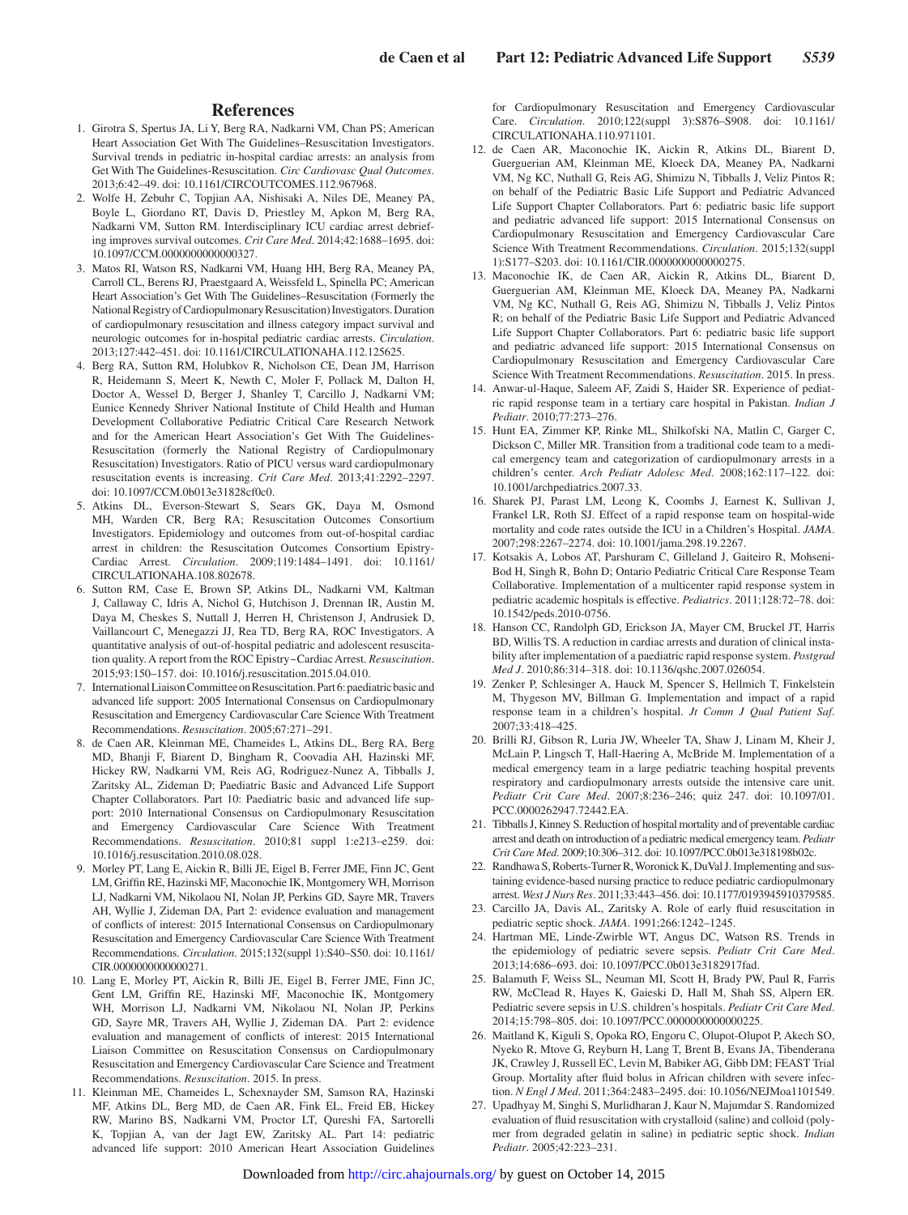## References

1. Girotra S, Spertus JA, Li Y, Berg RA, Nadkarni VM, Chan PS; American Heart Association Get With The Guidelines–Resuscitation Investigators. Survival trends in pediatric in-hospital cardiac arrests: an analysis from Get With The Guidelines-Resuscitation. *Circ Cardiovasc Qual Outcomes*. 2013;6:42–49. doi: 10.1161/CIRCOUTCOMES.112.967968.
2. Wolfe H, Zebuhr C, Topjian AA, Nishisaki A, Niles DE, Meaney PA, Boyle L, Giordano RT, Davis D, Priestley M, Apkon M, Berg RA, Nadkarni VM, Sutton RM. Interdisciplinary ICU cardiac arrest debriefing improves survival outcomes. *Crit Care Med*. 2014;42:1688–1695. doi: 10.1097/CCM.0000000000000327.
3. Matos RI, Watson RS, Nadkarni VM, Huang HH, Berg RA, Meaney PA, Carroll CL, Berens RJ, Praestgaard A, Weissfeld L, Spinella PC; American Heart Association's Get With The Guidelines–Resuscitation (Formerly the National Registry of Cardiopulmonary Resuscitation) Investigators. Duration of cardiopulmonary resuscitation and illness category impact survival and neurologic outcomes for in-hospital pediatric cardiac arrests. *Circulation*. 2013;127:442–451. doi: 10.1161/CIRCULATIONAHA.112.125625.
4. Berg RA, Sutton RM, Holubkov R, Nicholson CE, Dean JM, Harrison R, Heidemann S, Meert K, Newth C, Moler F, Pollack M, Dalton H, Doctor A, Wessel D, Berger J, Shanley T, Carcillo J, Nadkarni VM; Eunice Kennedy Shriver National Institute of Child Health and Human Development Collaborative Pediatric Critical Care Research Network and for the American Heart Association's Get With The Guidelines-Resuscitation (formerly the National Registry of Cardiopulmonary Resuscitation) Investigators. Ratio of PICU versus ward cardiopulmonary resuscitation events is increasing. *Crit Care Med*. 2013;41:2292–2297. doi: 10.1097/CCM.0b013e31828cf0c0.
5. Atkins DL, Everson-Stewart S, Sears GK, Daya M, Osmond MH, Warden CR, Berg RA; Resuscitation Outcomes Consortium Investigators. Epidemiology and outcomes from out-of-hospital cardiac arrest in children: the Resuscitation Outcomes Consortium Epistry-Cardiac Arrest. *Circulation*. 2009;119:1484–1491. doi: 10.1161/CIRCULATIONAHA.108.802678.
6. Sutton RM, Case E, Brown SP, Atkins DL, Nadkarni VM, Kaltman J, Callaway C, Idris A, Nichol G, Hutchison J, Drennan IR, Austin M, Daya M, Cheskes S, Nuttall J, Herren H, Christenson J, Andrusiek D, Vaillancourt C, Menegazzi JJ, Rea TD, Berg RA, ROC Investigators. A quantitative analysis of out-of-hospital pediatric and adolescent resuscitation quality. A report from the ROC Epistry–Cardiac Arrest. *Resuscitation*. 2015;93:150–157. doi: 10.1016/j.resuscitation.2015.04.010.
7. International Liaison Committee on Resuscitation. Part 6: paediatric basic and advanced life support: 2005 International Consensus on Cardiopulmonary Resuscitation and Emergency Cardiovascular Care Science With Treatment Recommendations. *Resuscitation*. 2005;67:271–291.
8. de Caen AR, Kleinman ME, Chameides L, Atkins DL, Berg RA, Berg MD, Bhanji F, Biarent D, Bingham R, Coovadia AH, Hazinski MF, Hickey RW, Nadkarni VM, Reis AG, Rodriguez-Nunez A, Tibballs J, Zaritsky AL, Zideman D; Paediatric Basic and Advanced Life Support Chapter Collaborators. Part 10: Paediatric basic and advanced life support: 2010 International Consensus on Cardiopulmonary Resuscitation and Emergency Cardiovascular Care Science With Treatment Recommendations. *Resuscitation*. 2010;81 suppl 1:e213–e259. doi: 10.1016/j.resuscitation.2010.08.028.
9. Morley PT, Lang E, Aickin R, Billi JE, Eigel B, Ferrer JME, Finn JC, Gent LM, Griffin RE, Hazinski MF, Maconochie IK, Montgomery WH, Morrison LJ, Nadkarni VM, Nikolaou NI, Nolan JP, Perkins GD, Sayre MR, Travers AH, Wyllie J, Zideman DA, Part 2: evidence evaluation and management of conflicts of interest: 2015 International Consensus on Cardiopulmonary Resuscitation and Emergency Cardiovascular Care Science With Treatment Recommendations. *Circulation*. 2015;132(suppl 1):S40–S50. doi: 10.1161/CIR.0000000000000271.
10. Lang E, Morley PT, Aickin R, Billi JE, Eigel B, Ferrer JME, Finn JC, Gent LM, Griffin RE, Hazinski MF, Maconochie IK, Montgomery WH, Morrison LJ, Nadkarni VM, Nikolaou NI, Nolan JP, Perkins GD, Sayre MR, Travers AH, Wyllie J, Zideman DA. Part 2: evidence evaluation and management of conflicts of interest: 2015 International Liaison Committee on Resuscitation Consensus on Cardiopulmonary Resuscitation and Emergency Cardiovascular Care Science and Treatment Recommendations. *Resuscitation*. 2015. In press.
11. Kleinman ME, Chameides L, Schexnayder SM, Samson RA, Hazinski MF, Atkins DL, Berg MD, de Caen AR, Fink EL, Freid EB, Hickey RW, Marino BS, Nadkarni VM, Proctor LT, Qureshi FA, Sartorelli K, Topjian A, van der Jagt EW, Zaritsky AL. Part 14: pediatric advanced life support: 2010 American Heart Association Guidelines for Cardiopulmonary Resuscitation and Emergency Cardiovascular Care. *Circulation*. 2010;122(suppl 3):S876–S908. doi: 10.1161/CIRCULATIONAHA.110.971101.
12. de Caen AR, Maconochie IK, Aickin R, Atkins DL, Biarent D, Guerguerian AM, Kleinman ME, Kloeck DA, Meaney PA, Nadkarni VM, Ng KC, Nuthall G, Reis AG, Shimizu N, Tibballs J, Veliz Pintos R; on behalf of the Pediatric Basic Life Support and Pediatric Advanced Life Support Chapter Collaborators. Part 6: pediatric basic life support and pediatric advanced life support: 2015 International Consensus on Cardiopulmonary Resuscitation and Emergency Cardiovascular Care Science With Treatment Recommendations. *Circulation*. 2015;132(suppl 1):S177–S203. doi: 10.1161/CIR.0000000000000275.
13. Maconochie IK, de Caen AR, Aickin R, Atkins DL, Biarent D, Guerguerian AM, Kleinman ME, Kloeck DA, Meaney PA, Nadkarni VM, Ng KC, Nuthall G, Reis AG, Shimizu N, Tibballs J, Veliz Pintos R; on behalf of the Pediatric Basic Life Support and Pediatric Advanced Life Support Chapter Collaborators. Part 6: pediatric basic life support and pediatric advanced life support: 2015 International Consensus on Cardiopulmonary Resuscitation and Emergency Cardiovascular Care Science With Treatment Recommendations. *Resuscitation*. 2015. In press.
14. Anwar-ul-Haque, Saleem AF, Zaidi S, Haider SR. Experience of pediatric rapid response team in a tertiary care hospital in Pakistan. *Indian J Pediatr*. 2010;77:273–276.
15. Hunt EA, Zimmer KP, Rinke ML, Shilkofski NA, Matlin C, Garger C, Dickson C, Miller MR. Transition from a traditional code team to a medical emergency team and categorization of cardiopulmonary arrests in a children's center. *Arch Pediatr Adolesc Med*. 2008;162:117–122. doi: 10.1001/archpediatrics.2007.33.
16. Sharek PJ, Parast LM, Leong K, Coombs J, Earnest K, Sullivan J, Frankel LR, Roth SJ. Effect of a rapid response team on hospital-wide mortality and code rates outside the ICU in a Children's Hospital. *JAMA*. 2007;298:2267–2274. doi: 10.1001/jama.298.19.2267.
17. Kotsakis A, Lobos AT, Parshuram C, Gilleland J, Gaiteiro R, Mohseni-Bod H, Singh R, Bohn D; Ontario Pediatric Critical Care Response Team Collaborative. Implementation of a multicenter rapid response system in pediatric academic hospitals is effective. *Pediatrics*. 2011;128:72–78. doi: 10.1542/peds.2010-0756.
18. Hanson CC, Randolph GD, Erickson JA, Mayer CM, Bruckel JT, Harris BD, Willis TS. A reduction in cardiac arrests and duration of clinical instability after implementation of a paediatric rapid response system. *Postgrad Med J*. 2010;86:314–318. doi: 10.1136/qshc.2007.026054.
19. Zenker P, Schlesinger A, Hauck M, Spencer S, Hellmich T, Finkelstein M, Thygeson MV, Billman G. Implementation and impact of a rapid response team in a children's hospital. *Jt Comm J Qual Patient Saf*. 2007;33:418–425.
20. Brilli RJ, Gibson R, Luria JW, Wheeler TA, Shaw J, Linam M, Kheir J, McLain P, Lingsch T, Hall-Haering A, McBride M. Implementation of a medical emergency team in a large pediatric teaching hospital prevents respiratory and cardiopulmonary arrests outside the intensive care unit. *Pediatr Crit Care Med*. 2007;8:236–246; quiz 247. doi: 10.1097/01.PCC.0000262947.72442.EA.
21. Tibballs J, Kinney S. Reduction of hospital mortality and of preventable cardiac arrest and death on introduction of a pediatric medical emergency team. *Pediatr Crit Care Med*. 2009;10:306–312. doi: 10.1097/PCC.0b013e318198b02c.
22. Randhawa S, Roberts-Turner R, Woronick K, DuVal J. Implementing and sustaining evidence-based nursing practice to reduce pediatric cardiopulmonary arrest. *West J Nurs Res*. 2011;33:443–456. doi: 10.1177/0193945910379585.
23. Carcillo JA, Davis AL, Zaritsky A. Role of early fluid resuscitation in pediatric septic shock. *JAMA*. 1991;266:1242–1245.
24. Hartman ME, Linde-Zwirble WT, Angus DC, Watson RS. Trends in the epidemiology of pediatric severe sepsis. *Pediatr Crit Care Med*. 2013;14:686–693. doi: 10.1097/PCC.0b013e3182917fad.
25. Balamuth F, Weiss SL, Neuman MI, Scott H, Brady PW, Paul R, Farris RW, McClead R, Hayes K, Gaieski D, Hall M, Shah SS, Alpern ER. Pediatric severe sepsis in U.S. children's hospitals. *Pediatr Crit Care Med*. 2014;15:798–805. doi: 10.1097/PCC.0000000000000225.
26. Maitland K, Kiguli S, Opoka RO, Engoru C, Olupot-Olupot P, Akech SO, Nyeko R, Mtove G, Reyburn H, Lang T, Brent B, Evans JA, Tibenderana JK, Crawley J, Russell EC, Levin M, Babiker AG, Gibb DM; FEAST Trial Group. Mortality after fluid bolus in African children with severe infection. *N Engl J Med*. 2011;364:2483–2495. doi: 10.1056/NEJMoa1101549.
27. Upadhyay M, Singhi S, Murlidharan J, Kaur N, Majumdar S. Randomized evaluation of fluid resuscitation with crystalloid (saline) and colloid (polymer from degraded gelatin in saline) in pediatric septic shock. *Indian Pediatr*. 2005;42:223–231.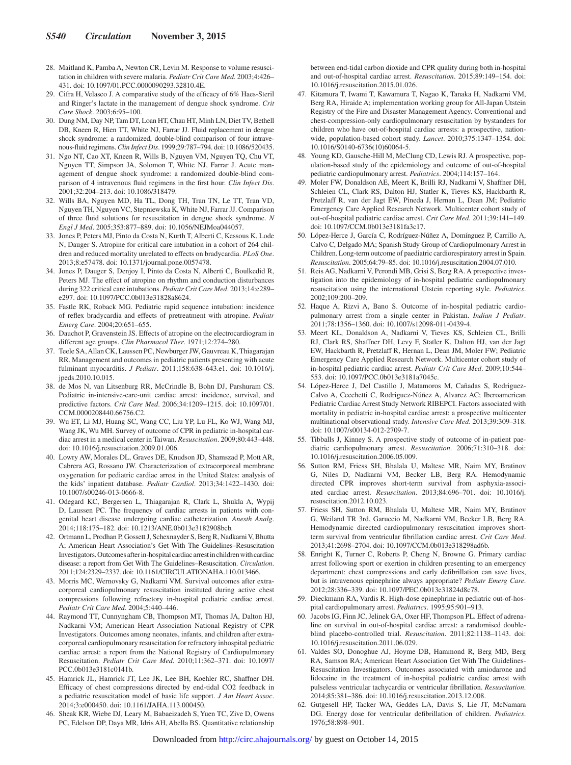28. Maitland K, Pamba A, Newton CR, Levin M. Response to volume resuscitation in children with severe malaria. *Pediatr Crit Care Med*. 2003;4:426–431. doi: 10.1097/01.PCC.0000090293.32810.4E.
29. Cifra H, Velasco J. A comparative study of the efficacy of 6% Haes-Steril and Ringer's lactate in the management of dengue shock syndrome. *Crit Care Shock*. 2003;6:95–100.
30. Dung NM, Day NP, Tam DT, Loan HT, Chau HT, Minh LN, Diet TV, Bethell DB, Kneen R, Hien TT, White NJ, Farrar JJ. Fluid replacement in dengue shock syndrome: a randomized, double-blind comparison of four intravenous-fluid regimens. *Clin Infect Dis*. 1999;29:787–794. doi: 10.1086/520435.
31. Ngo NT, Cao XT, Kneen R, Wills B, Nguyen VM, Nguyen TQ, Chu VT, Nguyen TT, Simpson JA, Solomon T, White NJ, Farrar J. Acute management of dengue shock syndrome: a randomized double-blind comparison of 4 intravenous fluid regimens in the first hour. *Clin Infect Dis*. 2001;32:204–213. doi: 10.1086/318479.
32. Wills BA, Nguyen MD, Ha TL, Dong TH, Tran TN, Le TT, Tran VD, Nguyen TH, Nguyen VC, Stepniewska K, White NJ, Farrar JJ. Comparison of three fluid solutions for resuscitation in dengue shock syndrome. *N Engl J Med*. 2005;353:877–889. doi: 10.1056/NEJMoa044057.
33. Jones P, Peters MJ, Pinto da Costa N, Kurth T, Alberti C, Kessous K, Lode N, Dauger S. Atropine for critical care intubation in a cohort of 264 children and reduced mortality unrelated to effects on bradycardia. *PLoS One*. 2013;8:e57478. doi: 10.1371/journal.pone.0057478.
34. Jones P, Dauger S, Denjoy I, Pinto da Costa N, Alberti C, Boulkedid R, Peters MJ. The effect of atropine on rhythm and conduction disturbances during 322 critical care intubations. *Pediatr Crit Care Med*. 2013;14:e289–e297. doi: 10.1097/PCC.0b013e31828a8624.
35. Fastle RK, Roback MG. Pediatric rapid sequence intubation: incidence of reflex bradycardia and effects of pretreatment with atropine. *Pediatr Emerg Care*. 2004;20:651–655.
36. Dauchot P, Gravenstein JS. Effects of atropine on the electrocardiogram in different age groups. *Clin Pharmacol Ther*. 1971;12:274–280.
37. Teele SA, Allan CK, Laussen PC, Newburger JW, Gauvreau K, Thiagarajan RR. Management and outcomes in pediatric patients presenting with acute fulminant myocarditis. *J Pediatr*. 2011;158:638–643.e1. doi: 10.1016/j.jpeds.2010.10.015.
38. de Mos N, van Litsenburg RR, McCrindle B, Bohn DJ, Parshuram CS. Pediatric in-intensive-care-unit cardiac arrest: incidence, survival, and predictive factors. *Crit Care Med*. 2006;34:1209–1215. doi: 10.1097/01.CCM.0000208440.66756.C2.
39. Wu ET, Li MJ, Huang SC, Wang CC, Liu YP, Lu FL, Ko WJ, Wang MJ, Wang JK, Wu MH. Survey of outcome of CPR in pediatric in-hospital cardiac arrest in a medical center in Taiwan. *Resuscitation*. 2009;80:443–448. doi: 10.1016/j.resuscitation.2009.01.006.
40. Lowry AW, Morales DL, Graves DE, Knudson JD, Shamszad P, Mott AR, Cabrera AG, Rossano JW. Characterization of extracorporeal membrane oxygenation for pediatric cardiac arrest in the United States: analysis of the kids' inpatient database. *Pediatr Cardiol*. 2013;34:1422–1430. doi: 10.1007/s00246-013-0666-8.
41. Odegard KC, Bergersen L, Thiagarajan R, Clark L, Shukla A, Wypij D, Laussen PC. The frequency of cardiac arrests in patients with congenital heart disease undergoing cardiac catheterization. *Anesth Analg*. 2014;118:175–182. doi: 10.1213/ANE.0b013e3182908bcb.
42. Ortmann L, Prodhan P, Gossett J, Schexnayder S, Berg R, Nadkarni V, Bhutta A; American Heart Association's Get With The Guidelines–Resuscitation Investigators. Outcomes after in-hospital cardiac arrest in children with cardiac disease: a report from Get With The Guidelines–Resuscitation. *Circulation*. 2011;124:2329–2337. doi: 10.1161/CIRCULATIONAHA.110.013466.
43. Morris MC, Wernovsky G, Nadkarni VM. Survival outcomes after extracorporeal cardiopulmonary resuscitation instituted during active chest compressions following refractory in-hospital pediatric cardiac arrest. *Pediatr Crit Care Med*. 2004;5:440–446.
44. Raymond TT, Cunnyngham CB, Thompson MT, Thomas JA, Dalton HJ, Nadkarni VM; American Heart Association National Registry of CPR Investigators. Outcomes among neonates, infants, and children after extracorporeal cardiopulmonary resuscitation for refractory inhospital pediatric cardiac arrest: a report from the National Registry of Cardiopulmonary Resuscitation. *Pediatr Crit Care Med*. 2010;11:362–371. doi: 10.1097/PCC.0b013e3181c0141b.
45. Hamrick JL, Hamrick JT, Lee JK, Lee BH, Koehler RC, Shaffner DH. Efficacy of chest compressions directed by end-tidal CO2 feedback in a pediatric resuscitation model of basic life support. *J Am Heart Assoc*. 2014;3:e000450. doi: 10.1161/JAHA.113.000450.
46. Sheak KR, Wiebe DJ, Leary M, Babaeizadeh S, Yuen TC, Zive D, Owens PC, Edelson DP, Daya MR, Idris AH, Abella BS. Quantitative relationship between end-tidal carbon dioxide and CPR quality during both in-hospital and out-of-hospital cardiac arrest. *Resuscitation*. 2015;89:149–154. doi: 10.1016/j.resuscitation.2015.01.026.
47. Kitamura T, Iwami T, Kawamura T, Nagao K, Tanaka H, Nadkarni VM, Berg RA, Hiraide A; implementation working group for All-Japan Utstein Registry of the Fire and Disaster Management Agency. Conventional and chest-compression-only cardiopulmonary resuscitation by bystanders for children who have out-of-hospital cardiac arrests: a prospective, nationwide, population-based cohort study. *Lancet*. 2010;375:1347–1354. doi: 10.1016/S0140-6736(10)60064-5.
48. Young KD, Gausche-Hill M, McClung CD, Lewis RJ. A prospective, population-based study of the epidemiology and outcome of out-of-hospital pediatric cardiopulmonary arrest. *Pediatrics*. 2004;114:157–164.
49. Moler FW, Donaldson AE, Meert K, Brilli RJ, Nadkarni V, Shaffner DH, Schleien CL, Clark RS, Dalton HJ, Statler K, Tieves KS, Hackbarth R, Pretzlaff R, van der Jagt EW, Pineda J, Hernan L, Dean JM; Pediatric Emergency Care Applied Research Network. Multicenter cohort study of out-of-hospital pediatric cardiac arrest. *Crit Care Med*. 2011;39:141–149. doi: 10.1097/CCM.0b013e3181fa3c17.
50. López-Herce J, García C, Rodríguez-Núñez A, Domínguez P, Carrillo A, Calvo C, Delgado MA; Spanish Study Group of Cardiopulmonary Arrest in Children. Long-term outcome of paediatric cardiorespiratory arrest in Spain. *Resuscitation*. 2005;64:79–85. doi: 10.1016/j.resuscitation.2004.07.010.
51. Reis AG, Nadkarni V, Perondi MB, Grisi S, Berg RA. A prospective investigation into the epidemiology of in-hospital pediatric cardiopulmonary resuscitation using the international Utstein reporting style. *Pediatrics*. 2002;109:200–209.
52. Haque A, Rizvi A, Bano S. Outcome of in-hospital pediatric cardiopulmonary arrest from a single center in Pakistan. *Indian J Pediatr*. 2011;78:1356–1360. doi: 10.1007/s12098-011-0439-4.
53. Meert KL, Donaldson A, Nadkarni V, Tieves KS, Schleien CL, Brilli RJ, Clark RS, Shaffner DH, Levy F, Statler K, Dalton HJ, van der Jagt EW, Hackbarth R, Pretzlaff R, Hernan L, Dean JM, Moler FW; Pediatric Emergency Care Applied Research Network. Multicenter cohort study of in-hospital pediatric cardiac arrest. *Pediatr Crit Care Med*. 2009;10:544–553. doi: 10.1097/PCC.0b013e3181a7045c.
54. López-Herce J, Del Castillo J, Matamoros M, Cañadas S, Rodriguez-Calvo A, Cecchetti C, Rodriguez-Núñez A, Alvarez AC; Iberoamerican Pediatric Cardiac Arrest Study Network RIBEPCI. Factors associated with mortality in pediatric in-hospital cardiac arrest: a prospective multicenter multinational observational study. *Intensive Care Med*. 2013;39:309–318. doi: 10.1007/s00134-012-2709-7.
55. Tibballs J, Kinney S. A prospective study of outcome of in-patient paediatric cardiopulmonary arrest. *Resuscitation*. 2006;71:310–318. doi: 10.1016/j.resuscitation.2006.05.009.
56. Sutton RM, Friess SH, Bhalala U, Maltese MR, Naim MY, Bratinov G, Niles D, Nadkarni VM, Becker LB, Berg RA. Hemodynamic directed CPR improves short-term survival from asphyxia-associated cardiac arrest. *Resuscitation*. 2013;84:696–701. doi: 10.1016/j.resuscitation.2012.10.023.
57. Friess SH, Sutton RM, Bhalala U, Maltese MR, Naim MY, Bratinov G, Weiland TR 3rd, Garuccio M, Nadkarni VM, Becker LB, Berg RA. Hemodynamic directed cardiopulmonary resuscitation improves short-term survival from ventricular fibrillation cardiac arrest. *Crit Care Med*. 2013;41:2698–2704. doi: 10.1097/CCM.0b013e318298ad6b.
58. Enright K, Turner C, Roberts P, Cheng N, Browne G. Primary cardiac arrest following sport or exertion in children presenting to an emergency department: chest compressions and early defibrillation can save lives, but is intravenous epinephrine always appropriate? *Pediatr Emerg Care*. 2012;28:336–339. doi: 10.1097/PEC.0b013e31824d8c78.
59. Dieckmann RA, Vardis R. High-dose epinephrine in pediatric out-of-hospital cardiopulmonary arrest. *Pediatrics*. 1995;95:901–913.
60. Jacobs IG, Finn JC, Jelinek GA, Oxer HF, Thompson PL. Effect of adrenaline on survival in out-of-hospital cardiac arrest: a randomised double-blind placebo-controlled trial. *Resuscitation*. 2011;82:1138–1143. doi: 10.1016/j.resuscitation.2011.06.029.
61. Valdes SO, Donoghue AJ, Hoyme DB, Hammond R, Berg MD, Berg RA, Samson RA; American Heart Association Get With The Guidelines-Resuscitation Investigators. Outcomes associated with amiodarone and lidocaine in the treatment of in-hospital pediatric cardiac arrest with pulseless ventricular tachycardia or ventricular fibrillation. *Resuscitation*. 2014;85:381–386. doi: 10.1016/j.resuscitation.2013.12.008.
62. Gutgesell HP, Tacker WA, Geddes LA, Davis S, Lie JT, McNamara DG. Energy dose for ventricular defibrillation of children. *Pediatrics*. 1976;58:898–901.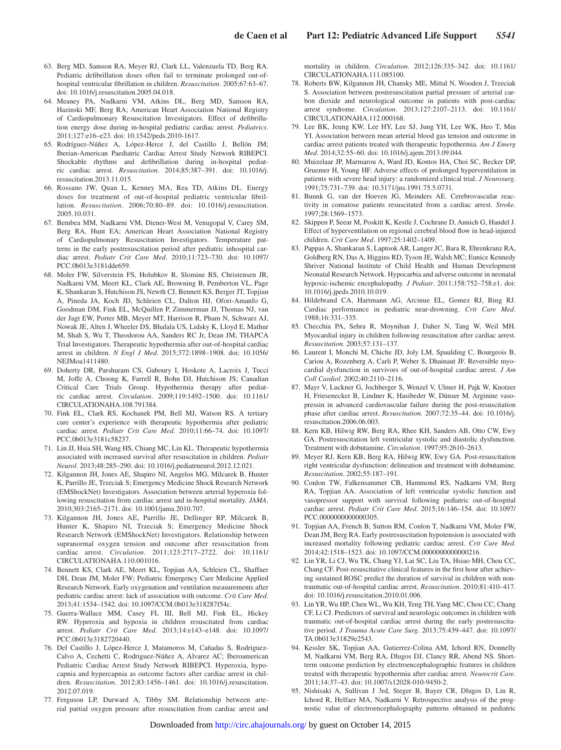63. Berg MD, Samson RA, Meyer RJ, Clark LL, Valenzuela TD, Berg RA. Pediatric defibrillation doses often fail to terminate prolonged out-of-hospital ventricular fibrillation in children. *Resuscitation*. 2005;67:63–67. doi: 10.1016/j.resuscitation.2005.04.018.
64. Meaney PA, Nadkarni VM, Atkins DL, Berg MD, Samson RA, Hazinski MF, Berg RA; American Heart Association National Registry of Cardiopulmonary Resuscitation Investigators. Effect of defibrillation energy dose during in-hospital pediatric cardiac arrest. *Pediatrics*. 2011;127:e16–e23. doi: 10.1542/peds.2010-1617.
65. Rodríguez-Núñez A, López-Herce J, del Castillo J, Bellón JM; Iberian-American Paediatric Cardiac Arrest Study Network RIBEPCI. Shockable rhythms and defibrillation during in-hospital pediatric cardiac arrest. *Resuscitation*. 2014;85:387–391. doi: 10.1016/j.resuscitation.2013.11.015.
66. Rossano JW, Quan L, Kenney MA, Rea TD, Atkins DL. Energy doses for treatment of out-of-hospital pediatric ventricular fibrillation. *Resuscitation*. 2006;70:80–89. doi: 10.1016/j.resuscitation.2005.10.031.
67. Bembea MM, Nadkarni VM, Diener-West M, Venugopal V, Carey SM, Berg RA, Hunt EA; American Heart Association National Registry of Cardiopulmonary Resuscitation Investigators. Temperature patterns in the early postresuscitation period after pediatric inhospital cardiac arrest. *Pediatr Crit Care Med*. 2010;11:723–730. doi: 10.1097/PCC.0b013e3181dde659.
68. Moler FW, Silverstein FS, Holubkov R, Slomine BS, Christensen JR, Nadkarni VM, Meert KL, Clark AE, Browning B, Pemberton VL, Page K, Shankaran S, Hutchison JS, Newth CJ, Bennett KS, Berger JT, Topjian A, Pineda JA, Koch JD, Schleien CL, Dalton HJ, Ofori-Amanfo G, Goodman DM, Fink EL, McQuillen P, Zimmerman JJ, Thomas NJ, van der Jagt EW, Porter MB, Meyer MT, Harrison R, Pham N, Schwarz AJ, Nowak JE, Alten J, Wheeler DS, Bhalala US, Lidsky K, Lloyd E, Mathur M, Shah S, Wu T, Theodorou AA, Sanders RC Jr, Dean JM; THAPCA Trial Investigators. Therapeutic hypothermia after out-of-hospital cardiac arrest in children. *N Engl J Med*. 2015;372:1898–1908. doi: 10.1056/NEJMoa1411480.
69. Doherty DR, Parshuram CS, Gaboury I, Hoskote A, Lacroix J, Tucci M, Joffe A, Choong K, Farrell R, Bohn DJ, Hutchison JS; Canadian Critical Care Trials Group. Hypothermia therapy after pediatric cardiac arrest. *Circulation*. 2009;119:1492–1500. doi: 10.1161/CIRCULATIONAHA.108.791384.
70. Fink EL, Clark RS, Kochanek PM, Bell MJ, Watson RS. A tertiary care center's experience with therapeutic hypothermia after pediatric cardiac arrest. *Pediatr Crit Care Med*. 2010;11:66–74. doi: 10.1097/PCC.0b013e3181c58237.
71. Lin JJ, Hsia SH, Wang HS, Chiang MC, Lin KL. Therapeutic hypothermia associated with increased survival after resuscitation in children. *Pediatr Neurol*. 2013;48:285–290. doi: 10.1016/j.pediatrneurol.2012.12.021.
72. Kilgannon JH, Jones AE, Shapiro NI, Angelos MG, Milcarek B, Hunter K, Parrillo JE, Trzeciak S; Emergency Medicine Shock Research Network (EMShockNet) Investigators. Association between arterial hyperoxia following resuscitation from cardiac arrest and in-hospital mortality. *JAMA*. 2010;303:2165–2171. doi: 10.1001/jama.2010.707.
73. Kilgannon JH, Jones AE, Parrillo JE, Dellinger RP, Milcarek B, Hunter K, Shapiro NI, Trzeciak S; Emergency Medicine Shock Research Network (EMShockNet) Investigators. Relationship between supranormal oxygen tension and outcome after resuscitation from cardiac arrest. *Circulation*. 2011;123:2717–2722. doi: 10.1161/CIRCULATIONAHA.110.001016.
74. Bennett KS, Clark AE, Meert KL, Topjian AA, Schleien CL, Shaffner DH, Dean JM, Moler FW; Pediatric Emergency Care Medicine Applied Research Network. Early oxygenation and ventilation measurements after pediatric cardiac arrest: lack of association with outcome. *Crit Care Med*. 2013;41:1534–1542. doi: 10.1097/CCM.0b013e318287f54c.
75. Guerra-Wallace MM, Casey FL III, Bell MJ, Fink EL, Hickey RW. Hyperoxia and hypoxia in children resuscitated from cardiac arrest. *Pediatr Crit Care Med*. 2013;14:e143–e148. doi: 10.1097/PCC.0b013e3182720440.
76. Del Castillo J, López-Herce J, Matamoros M, Cañadas S, Rodriguez-Calvo A, Cechetti C, Rodriguez-Núñez A, Alvarez AC; Iberoamerican Pediatric Cardiac Arrest Study Network RIBEPCI. Hyperoxia, hypocapnia and hypercapnia as outcome factors after cardiac arrest in children. *Resuscitation*. 2012;83:1456–1461. doi: 10.1016/j.resuscitation.2012.07.019.
77. Ferguson LP, Durward A, Tibby SM. Relationship between arterial partial oxygen pressure after resuscitation from cardiac arrest and mortality in children. *Circulation*. 2012;126:335–342. doi: 10.1161/CIRCULATIONAHA.111.085100.
78. Roberts BW, Kilgannon JH, Chansky ME, Mittal N, Wooden J, Trzeciak S. Association between postresuscitation partial pressure of arterial carbon dioxide and neurological outcome in patients with post-cardiac arrest syndrome. *Circulation*. 2013;127:2107–2113. doi: 10.1161/CIRCULATIONAHA.112.000168.
79. Lee BK, Jeung KW, Lee HY, Lee SJ, Jung YH, Lee WK, Heo T, Min YI. Association between mean arterial blood gas tension and outcome in cardiac arrest patients treated with therapeutic hypothermia. *Am J Emerg Med*. 2014;32:55–60. doi: 10.1016/j.ajem.2013.09.044.
80. Muizelaar JP, Marmarou A, Ward JD, Kontos HA, Choi SC, Becker DP, Gruemer H, Young HF. Adverse effects of prolonged hyperventilation in patients with severe head injury: a randomized clinical trial. *J Neurosurg*. 1991;75:731–739. doi: 10.3171/jns.1991.75.5.0731.
81. Buunk G, van der Hoeven JG, Meinders AE. Cerebrovascular reactivity in comatose patients resuscitated from a cardiac arrest. *Stroke*. 1997;28:1569–1573.
82. Skippen P, Seear M, Poskitt K, Kestle J, Cochrane D, Annich G, Handel J. Effect of hyperventilation on regional cerebral blood flow in head-injured children. *Crit Care Med*. 1997;25:1402–1409.
83. Pappas A, Shankaran S, Laptook AR, Langer JC, Bara R, Ehrenkranz RA, Goldberg RN, Das A, Higgins RD, Tyson JE, Walsh MC; Eunice Kennedy Shriver National Institute of Child Health and Human Development Neonatal Research Network. Hypocarbia and adverse outcome in neonatal hypoxic-ischemic encephalopathy. *J Pediatr*. 2011;158:752–758.e1. doi: 10.1016/j.jpeds.2010.10.019.
84. Hildebrand CA, Hartmann AG, Arcinue EL, Gomez RJ, Bing RJ. Cardiac performance in pediatric near-drowning. *Crit Care Med*. 1988;16:331–335.
85. Checchia PA, Sehra R, Moynihan J, Daher N, Tang W, Weil MH. Myocardial injury in children following resuscitation after cardiac arrest. *Resuscitation*. 2003;57:131–137.
86. Laurent I, Monchi M, Chiche JD, Joly LM, Spaulding C, Bourgeois B, Cariou A, Rozenberg A, Carli P, Weber S, Dhainaut JF. Reversible myocardial dysfunction in survivors of out-of-hospital cardiac arrest. *J Am Coll Cardiol*. 2002;40:2110–2116.
87. Mayr V, Luckner G, Jochberger S, Wenzel V, Ulmer H, Pajk W, Knotzer H, Friesenecker B, Lindner K, Hasibeder W, Dünser M. Arginine vasopressin in advanced cardiovascular failure during the post-resuscitation phase after cardiac arrest. *Resuscitation*. 2007;72:35–44. doi: 10.1016/j.resuscitation.2006.06.003.
88. Kern KB, Hilwig RW, Berg RA, Rhee KH, Sanders AB, Otto CW, Ewy GA. Postresuscitation left ventricular systolic and diastolic dysfunction. Treatment with dobutamine. *Circulation*. 1997;95:2610–2613.
89. Meyer RJ, Kern KB, Berg RA, Hilwig RW, Ewy GA. Post-resuscitation right ventricular dysfunction: delineation and treatment with dobutamine. *Resuscitation*. 2002;55:187–191.
90. Conlon TW, Falkensammer CB, Hammond RS, Nadkarni VM, Berg RA, Topjian AA. Association of left ventricular systolic function and vasopressor support with survival following pediatric out-of-hospital cardiac arrest. *Pediatr Crit Care Med*. 2015;16:146–154. doi: 10.1097/PCC.0000000000000305.
91. Topjian AA, French B, Sutton RM, Conlon T, Nadkarni VM, Moler FW, Dean JM, Berg RA. Early postresuscitation hypotension is associated with increased mortality following pediatric cardiac arrest. *Crit Care Med*. 2014;42:1518–1523. doi: 10.1097/CCM.0000000000000216.
92. Lin YR, Li CJ, Wu TK, Chang YJ, Lai SC, Liu TA, Hsiao MH, Chou CC, Chang CF. Post-resuscitative clinical features in the first hour after achieving sustained ROSC predict the duration of survival in children with non-traumatic out-of-hospital cardiac arrest. *Resuscitation*. 2010;81:410–417. doi: 10.1016/j.resuscitation.2010.01.006.
93. Lin YR, Wu HP, Chen WL, Wu KH, Teng TH, Yang MC, Chou CC, Chang CF, Li CJ. Predictors of survival and neurologic outcomes in children with traumatic out-of-hospital cardiac arrest during the early postresuscitative period. *J Trauma Acute Care Surg*. 2013;75:439–447. doi: 10.1097/TA.0b013e31829e2543.
94. Kessler SK, Topjian AA, Gutierrez-Colina AM, Ichord RN, Donnelly M, Nadkarni VM, Berg RA, Dlugos DJ, Clancy RR, Abend NS. Short-term outcome prediction by electroencephalographic features in children treated with therapeutic hypothermia after cardiac arrest. *Neurocrit Care*. 2011;14:37–43. doi: 10.1007/s12028-010-9450-2.
95. Nishisaki A, Sullivan J 3rd, Steger B, Bayer CR, Dlugos D, Lin R, Ichord R, Helfaer MA, Nadkarni V. Retrospective analysis of the prognostic value of electroencephalography patterns obtained in pediatric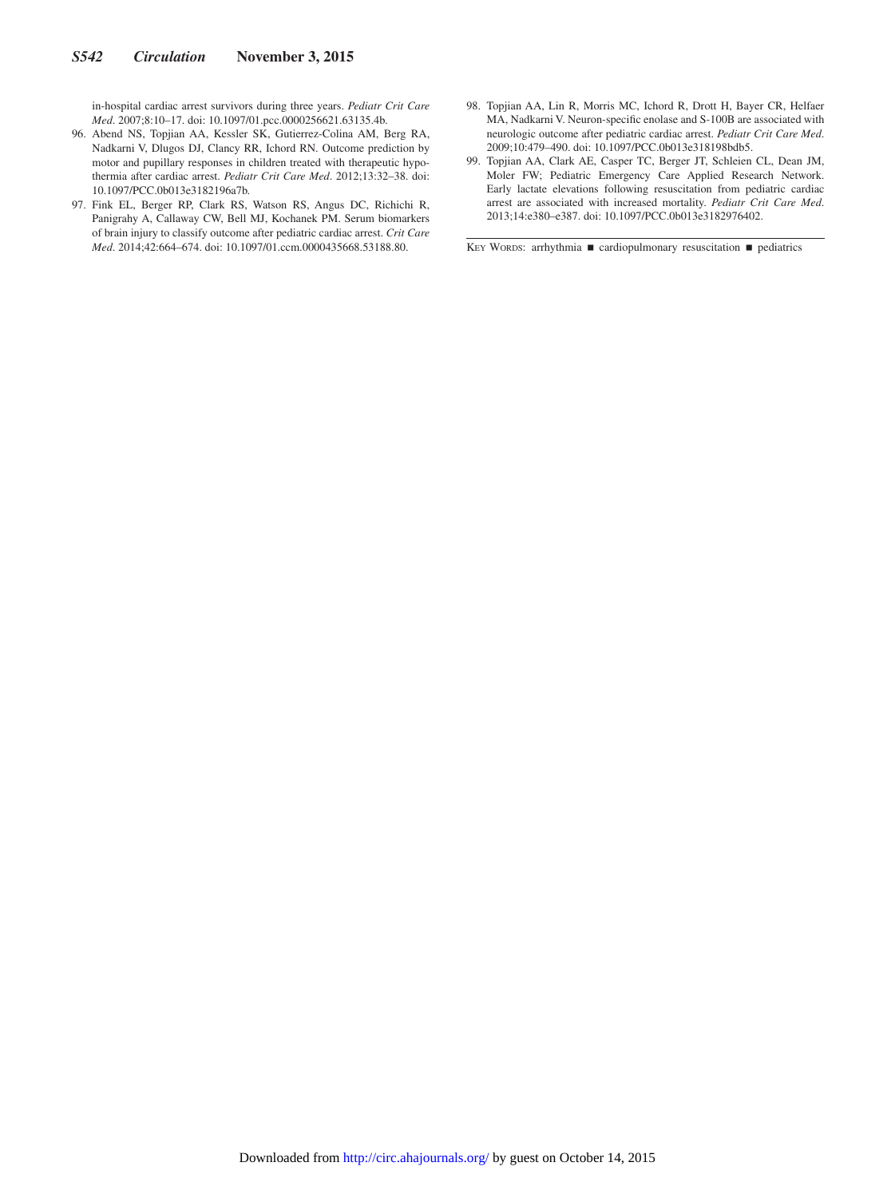in-hospital cardiac arrest survivors during three years. *Pediatr Crit Care Med*. 2007;8:10–17. doi: 10.1097/01.pcc.0000256621.63135.4b.

96. Abend NS, Topjian AA, Kessler SK, Gutierrez-Colina AM, Berg RA, Nadkarni V, Dlugos DJ, Clancy RR, Ichord RN. Outcome prediction by motor and pupillary responses in children treated with therapeutic hypothermia after cardiac arrest. *Pediatr Crit Care Med*. 2012;13:32–38. doi: 10.1097/PCC.0b013e3182196a7b.
97. Fink EL, Berger RP, Clark RS, Watson RS, Angus DC, Richichi R, Panigrahy A, Callaway CW, Bell MJ, Kochanek PM. Serum biomarkers of brain injury to classify outcome after pediatric cardiac arrest. *Crit Care Med*. 2014;42:664–674. doi: 10.1097/01.ccm.0000435668.53188.80.
98. Topjian AA, Lin R, Morris MC, Ichord R, Drott H, Bayer CR, Helfaer MA, Nadkarni V. Neuron-specific enolase and S-100B are associated with neurologic outcome after pediatric cardiac arrest. *Pediatr Crit Care Med*. 2009;10:479–490. doi: 10.1097/PCC.0b013e318198bdb5.
99. Topjian AA, Clark AE, Casper TC, Berger JT, Schleien CL, Dean JM, Moler FW; Pediatric Emergency Care Applied Research Network. Early lactate elevations following resuscitation from pediatric cardiac arrest are associated with increased mortality. *Pediatr Crit Care Med*. 2013;14:e380–e387. doi: 10.1097/PCC.0b013e3182976402.

Key Words: arrhythmia ■ cardiopulmonary resuscitation ■ pediatrics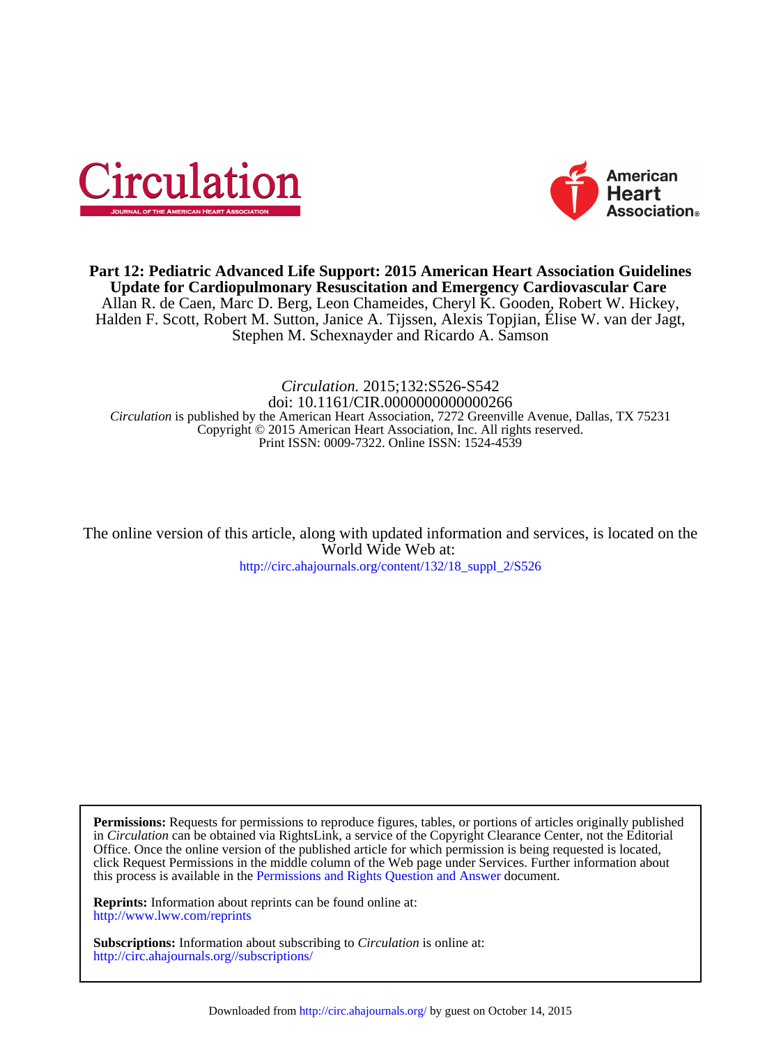Circulation

JOURNAL OF THE AMERICAN HEART ASSOCIATION

American Heart Association®

**Part 12: Pediatric Advanced Life Support: 2015 American Heart Association Guidelines Update for Cardiopulmonary Resuscitation and Emergency Cardiovascular Care**

Allan R. de Caen, Marc D. Berg, Leon Chameides, Cheryl K. Gooden, Robert W. Hickey, Halden F. Scott, Robert M. Sutton, Janice A. Tijssen, Alexis Topjian, Élise W. van der Jagt, Stephen M. Schexnayder and Ricardo A. Samson

*Circulation.* 2015;132:S526-S542

doi: 10.1161/CIR.0000000000000266

*Circulation* is published by the American Heart Association, 7272 Greenville Avenue, Dallas, TX 75231

Copyright © 2015 American Heart Association, Inc. All rights reserved.

Print ISSN: 0009-7322. Online ISSN: 1524-4539

The online version of this article, along with updated information and services, is located on the World Wide Web at:

http://circ.ahajournals.org/content/132/18_suppl_2/S526

**Permissions:** Requests for permissions to reproduce figures, tables, or portions of articles originally published in *Circulation* can be obtained via RightsLink, a service of the Copyright Clearance Center, not the Editorial Office. Once the online version of the published article for which permission is being requested is located, click Request Permissions in the middle column of the Web page under Services. Further information about this process is available in the Permissions and Rights Question and Answer document.

**Reprints:** Information about reprints can be found online at:
http://www.lww.com/reprints

**Subscriptions:** Information about subscribing to *Circulation* is online at:
http://circ.ahajournals.org//subscriptions/

Downloaded from http://circ.ahajournals.org/ by guest on October 14, 2015